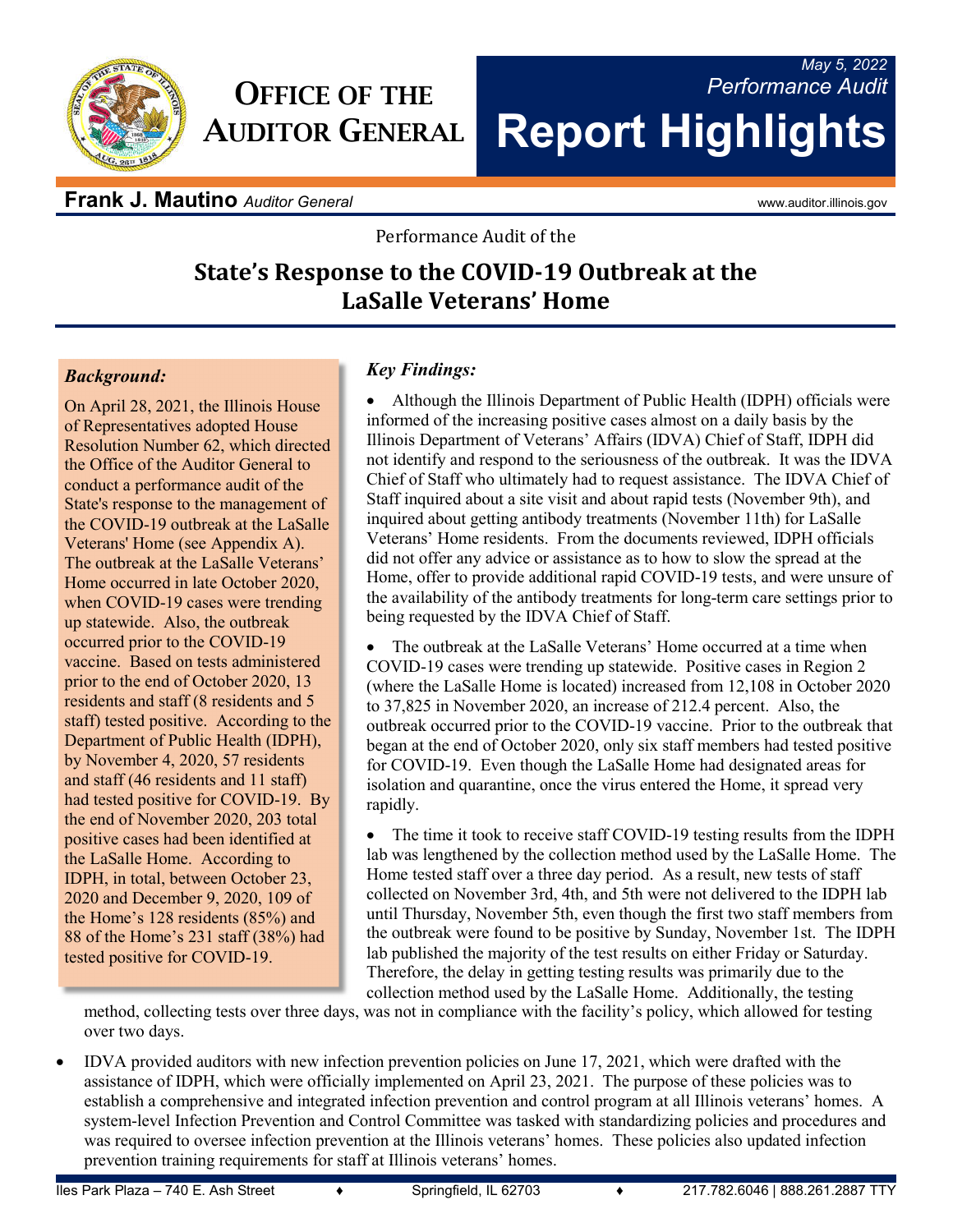# OFFICE OF THE AUDITOR GENERAL

*May 5, 2022*
*Performance Audit*

# Report Highlights

**Frank J. Mautino** *Auditor General*

www.auditor.illinois.gov

Performance Audit of the

## State's Response to the COVID-19 Outbreak at the LaSalle Veterans' Home

### *Background:*

On April 28, 2021, the Illinois House of Representatives adopted House Resolution Number 62, which directed the Office of the Auditor General to conduct a performance audit of the State's response to the management of the COVID-19 outbreak at the LaSalle Veterans' Home (see Appendix A). The outbreak at the LaSalle Veterans' Home occurred in late October 2020, when COVID-19 cases were trending up statewide. Also, the outbreak occurred prior to the COVID-19 vaccine. Based on tests administered prior to the end of October 2020, 13 residents and staff (8 residents and 5 staff) tested positive. According to the Department of Public Health (IDPH), by November 4, 2020, 57 residents and staff (46 residents and 11 staff) had tested positive for COVID-19. By the end of November 2020, 203 total positive cases had been identified at the LaSalle Home. According to IDPH, in total, between October 23, 2020 and December 9, 2020, 109 of the Home's 128 residents (85%) and 88 of the Home's 231 staff (38%) had tested positive for COVID-19.

### *Key Findings:*

- Although the Illinois Department of Public Health (IDPH) officials were informed of the increasing positive cases almost on a daily basis by the Illinois Department of Veterans' Affairs (IDVA) Chief of Staff, IDPH did not identify and respond to the seriousness of the outbreak. It was the IDVA Chief of Staff who ultimately had to request assistance. The IDVA Chief of Staff inquired about a site visit and about rapid tests (November 9th), and inquired about getting antibody treatments (November 11th) for LaSalle Veterans' Home residents. From the documents reviewed, IDPH officials did not offer any advice or assistance as to how to slow the spread at the Home, offer to provide additional rapid COVID-19 tests, and were unsure of the availability of the antibody treatments for long-term care settings prior to being requested by the IDVA Chief of Staff.

- The outbreak at the LaSalle Veterans' Home occurred at a time when COVID-19 cases were trending up statewide. Positive cases in Region 2 (where the LaSalle Home is located) increased from 12,108 in October 2020 to 37,825 in November 2020, an increase of 212.4 percent. Also, the outbreak occurred prior to the COVID-19 vaccine. Prior to the outbreak that began at the end of October 2020, only six staff members had tested positive for COVID-19. Even though the LaSalle Home had designated areas for isolation and quarantine, once the virus entered the Home, it spread very rapidly.

- The time it took to receive staff COVID-19 testing results from the IDPH lab was lengthened by the collection method used by the LaSalle Home. The Home tested staff over a three day period. As a result, new tests of staff collected on November 3rd, 4th, and 5th were not delivered to the IDPH lab until Thursday, November 5th, even though the first two staff members from the outbreak were found to be positive by Sunday, November 1st. The IDPH lab published the majority of the test results on either Friday or Saturday. Therefore, the delay in getting testing results was primarily due to the collection method used by the LaSalle Home. Additionally, the testing method, collecting tests over three days, was not in compliance with the facility's policy, which allowed for testing over two days.

- IDVA provided auditors with new infection prevention policies on June 17, 2021, which were drafted with the assistance of IDPH, which were officially implemented on April 23, 2021. The purpose of these policies was to establish a comprehensive and integrated infection prevention and control program at all Illinois veterans' homes. A system-level Infection Prevention and Control Committee was tasked with standardizing policies and procedures and was required to oversee infection prevention at the Illinois veterans' homes. These policies also updated infection prevention training requirements for staff at Illinois veterans' homes.

Iles Park Plaza – 740 E. Ash Street ♦ Springfield, IL 62703 ♦ 217.782.6046 | 888.261.2887 TTY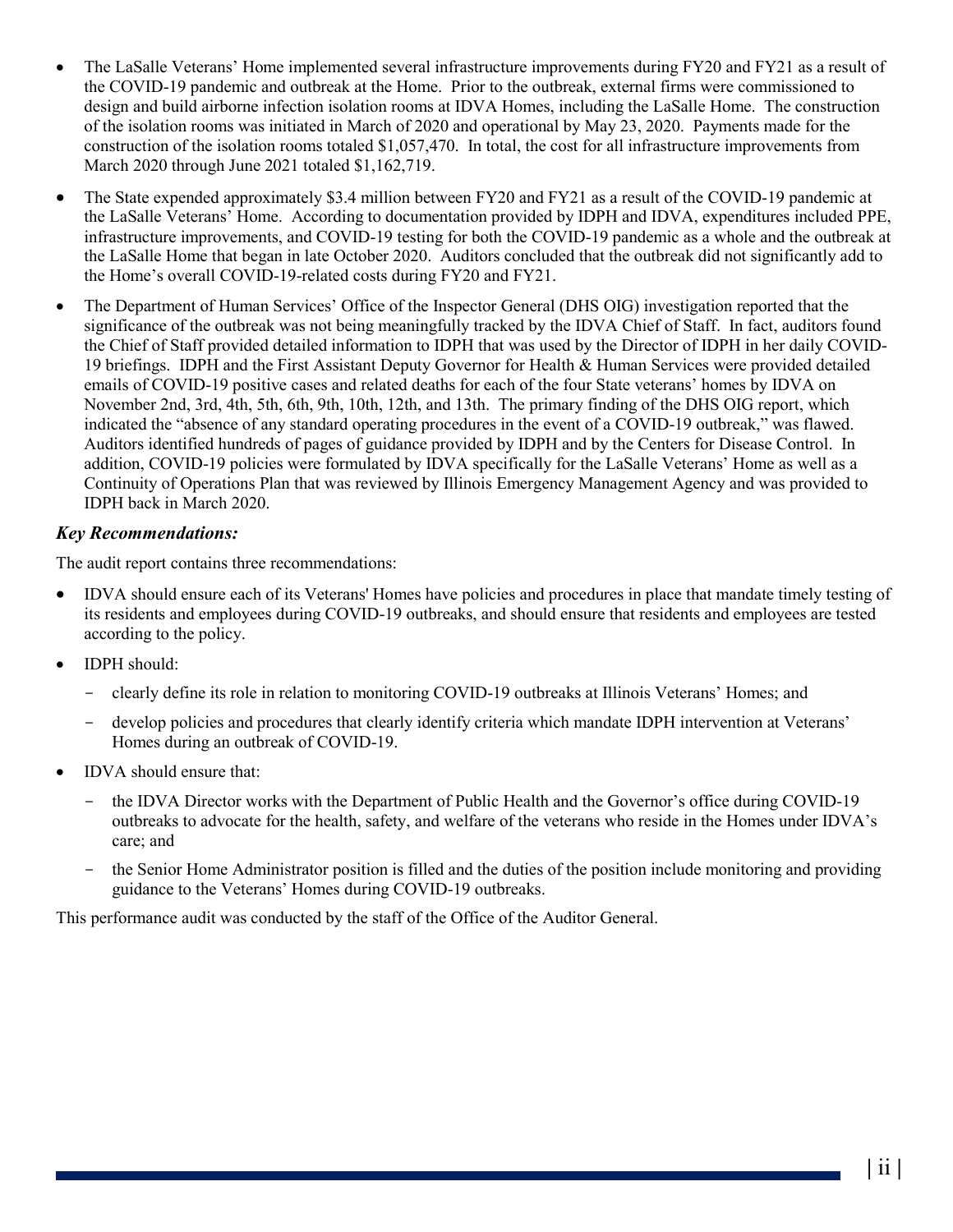- The LaSalle Veterans' Home implemented several infrastructure improvements during FY20 and FY21 as a result of the COVID-19 pandemic and outbreak at the Home. Prior to the outbreak, external firms were commissioned to design and build airborne infection isolation rooms at IDVA Homes, including the LaSalle Home. The construction of the isolation rooms was initiated in March of 2020 and operational by May 23, 2020. Payments made for the construction of the isolation rooms totaled $1,057,470. In total, the cost for all infrastructure improvements from March 2020 through June 2021 totaled $1,162,719.
- The State expended approximately $3.4 million between FY20 and FY21 as a result of the COVID-19 pandemic at the LaSalle Veterans' Home. According to documentation provided by IDPH and IDVA, expenditures included PPE, infrastructure improvements, and COVID-19 testing for both the COVID-19 pandemic as a whole and the outbreak at the LaSalle Home that began in late October 2020. Auditors concluded that the outbreak did not significantly add to the Home's overall COVID-19-related costs during FY20 and FY21.
- The Department of Human Services' Office of the Inspector General (DHS OIG) investigation reported that the significance of the outbreak was not being meaningfully tracked by the IDVA Chief of Staff. In fact, auditors found the Chief of Staff provided detailed information to IDPH that was used by the Director of IDPH in her daily COVID-19 briefings. IDPH and the First Assistant Deputy Governor for Health & Human Services were provided detailed emails of COVID-19 positive cases and related deaths for each of the four State veterans' homes by IDVA on November 2nd, 3rd, 4th, 5th, 6th, 9th, 10th, 12th, and 13th. The primary finding of the DHS OIG report, which indicated the "absence of any standard operating procedures in the event of a COVID-19 outbreak," was flawed. Auditors identified hundreds of pages of guidance provided by IDPH and by the Centers for Disease Control. In addition, COVID-19 policies were formulated by IDVA specifically for the LaSalle Veterans' Home as well as a Continuity of Operations Plan that was reviewed by Illinois Emergency Management Agency and was provided to IDPH back in March 2020.

### *Key Recommendations:*

The audit report contains three recommendations:

- IDVA should ensure each of its Veterans' Homes have policies and procedures in place that mandate timely testing of its residents and employees during COVID-19 outbreaks, and should ensure that residents and employees are tested according to the policy.
- IDPH should:
  - clearly define its role in relation to monitoring COVID-19 outbreaks at Illinois Veterans' Homes; and
  - develop policies and procedures that clearly identify criteria which mandate IDPH intervention at Veterans' Homes during an outbreak of COVID-19.
- IDVA should ensure that:
  - the IDVA Director works with the Department of Public Health and the Governor's office during COVID-19 outbreaks to advocate for the health, safety, and welfare of the veterans who reside in the Homes under IDVA's care; and
  - the Senior Home Administrator position is filled and the duties of the position include monitoring and providing guidance to the Veterans' Homes during COVID-19 outbreaks.

This performance audit was conducted by the staff of the Office of the Auditor General.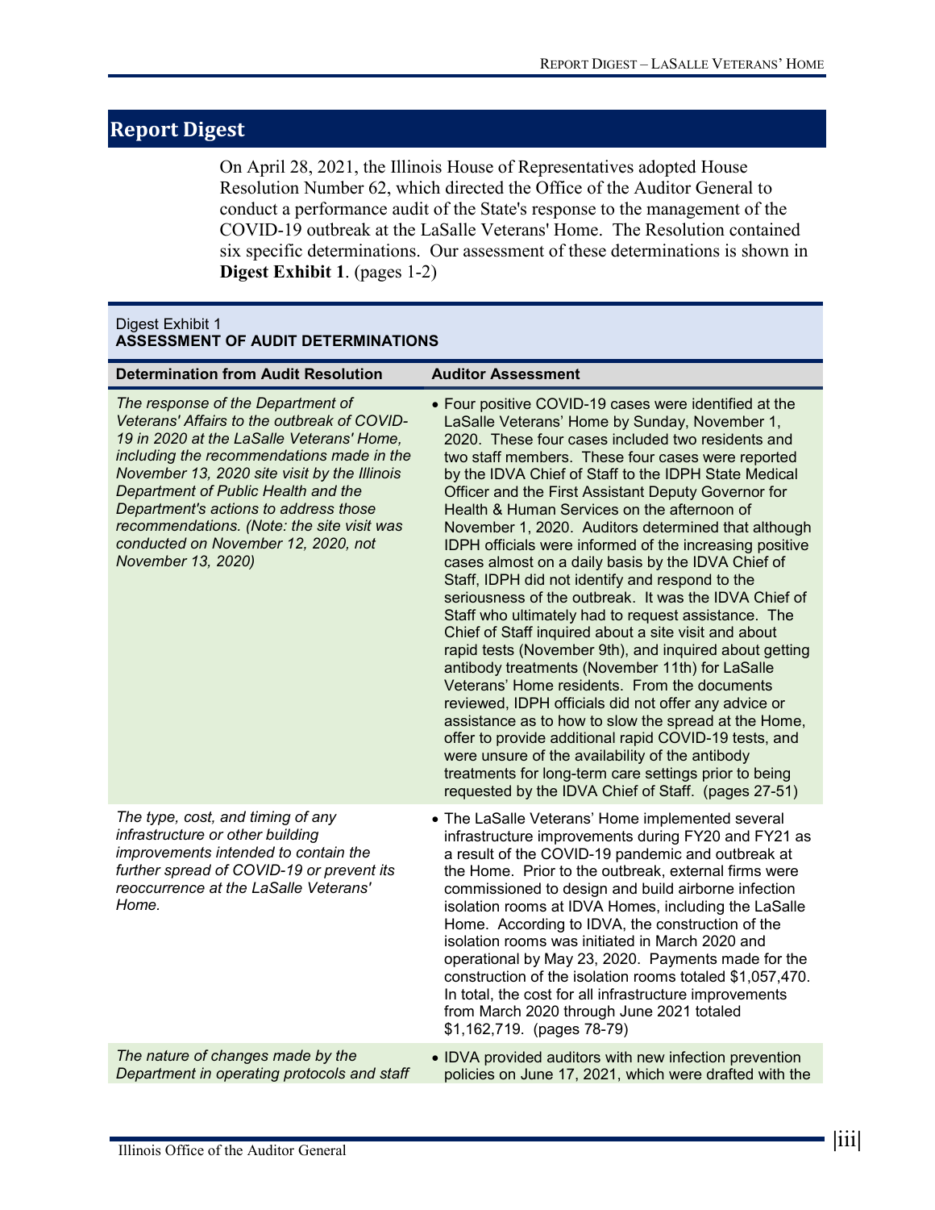# Report Digest

On April 28, 2021, the Illinois House of Representatives adopted House Resolution Number 62, which directed the Office of the Auditor General to conduct a performance audit of the State's response to the management of the COVID-19 outbreak at the LaSalle Veterans' Home. The Resolution contained six specific determinations. Our assessment of these determinations is shown in **Digest Exhibit 1**. (pages 1-2)

Digest Exhibit 1
**ASSESSMENT OF AUDIT DETERMINATIONS**

| Determination from Audit Resolution | Auditor Assessment |
|---|---|
| *The response of the Department of Veterans' Affairs to the outbreak of COVID-19 in 2020 at the LaSalle Veterans' Home, including the recommendations made in the November 13, 2020 site visit by the Illinois Department of Public Health and the Department's actions to address those recommendations. (Note: the site visit was conducted on November 12, 2020, not November 13, 2020)* | • Four positive COVID-19 cases were identified at the LaSalle Veterans' Home by Sunday, November 1, 2020. These four cases included two residents and two staff members. These four cases were reported by the IDVA Chief of Staff to the IDPH State Medical Officer and the First Assistant Deputy Governor for Health & Human Services on the afternoon of November 1, 2020. Auditors determined that although IDPH officials were informed of the increasing positive cases almost on a daily basis by the IDVA Chief of Staff, IDPH did not identify and respond to the seriousness of the outbreak. It was the IDVA Chief of Staff who ultimately had to request assistance. The Chief of Staff inquired about a site visit and about rapid tests (November 9th), and inquired about getting antibody treatments (November 11th) for LaSalle Veterans' Home residents. From the documents reviewed, IDPH officials did not offer any advice or assistance as to how to slow the spread at the Home, offer to provide additional rapid COVID-19 tests, and were unsure of the availability of the antibody treatments for long-term care settings prior to being requested by the IDVA Chief of Staff. (pages 27-51) |
| *The type, cost, and timing of any infrastructure or other building improvements intended to contain the further spread of COVID-19 or prevent its reoccurrence at the LaSalle Veterans' Home.* | • The LaSalle Veterans' Home implemented several infrastructure improvements during FY20 and FY21 as a result of the COVID-19 pandemic and outbreak at the Home. Prior to the outbreak, external firms were commissioned to design and build airborne infection isolation rooms at IDVA Homes, including the LaSalle Home. According to IDVA, the construction of the isolation rooms was initiated in March 2020 and operational by May 23, 2020. Payments made for the construction of the isolation rooms totaled $1,057,470. In total, the cost for all infrastructure improvements from March 2020 through June 2021 totaled $1,162,719. (pages 78-79) |
| *The nature of changes made by the Department in operating protocols and staff* | • IDVA provided auditors with new infection prevention policies on June 17, 2021, which were drafted with the |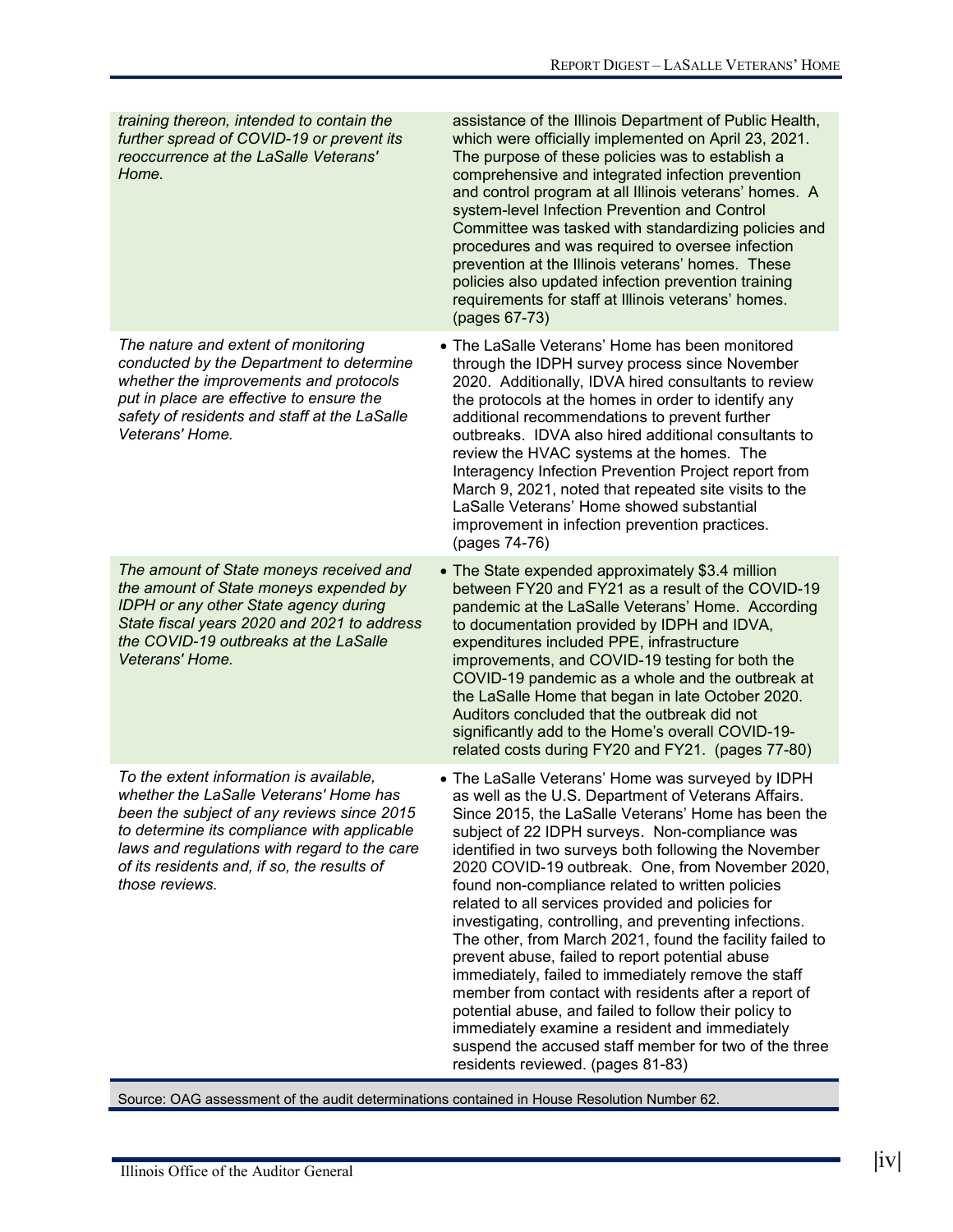| | |
|---|---|
| *training thereon, intended to contain the further spread of COVID-19 or prevent its reoccurrence at the LaSalle Veterans' Home.* | assistance of the Illinois Department of Public Health, which were officially implemented on April 23, 2021. The purpose of these policies was to establish a comprehensive and integrated infection prevention and control program at all Illinois veterans' homes. A system-level Infection Prevention and Control Committee was tasked with standardizing policies and procedures and was required to oversee infection prevention at the Illinois veterans' homes. These policies also updated infection prevention training requirements for staff at Illinois veterans' homes. (pages 67-73) |
| *The nature and extent of monitoring conducted by the Department to determine whether the improvements and protocols put in place are effective to ensure the safety of residents and staff at the LaSalle Veterans' Home.* | • The LaSalle Veterans' Home has been monitored through the IDPH survey process since November 2020. Additionally, IDVA hired consultants to review the protocols at the homes in order to identify any additional recommendations to prevent further outbreaks. IDVA also hired additional consultants to review the HVAC systems at the homes. The Interagency Infection Prevention Project report from March 9, 2021, noted that repeated site visits to the LaSalle Veterans' Home showed substantial improvement in infection prevention practices. (pages 74-76) |
| *The amount of State moneys received and the amount of State moneys expended by IDPH or any other State agency during State fiscal years 2020 and 2021 to address the COVID-19 outbreaks at the LaSalle Veterans' Home.* | • The State expended approximately $3.4 million between FY20 and FY21 as a result of the COVID-19 pandemic at the LaSalle Veterans' Home. According to documentation provided by IDPH and IDVA, expenditures included PPE, infrastructure improvements, and COVID-19 testing for both the COVID-19 pandemic as a whole and the outbreak at the LaSalle Home that began in late October 2020. Auditors concluded that the outbreak did not significantly add to the Home's overall COVID-19-related costs during FY20 and FY21. (pages 77-80) |
| *To the extent information is available, whether the LaSalle Veterans' Home has been the subject of any reviews since 2015 to determine its compliance with applicable laws and regulations with regard to the care of its residents and, if so, the results of those reviews.* | • The LaSalle Veterans' Home was surveyed by IDPH as well as the U.S. Department of Veterans Affairs. Since 2015, the LaSalle Veterans' Home has been the subject of 22 IDPH surveys. Non-compliance was identified in two surveys both following the November 2020 COVID-19 outbreak. One, from November 2020, found non-compliance related to written policies related to all services provided and policies for investigating, controlling, and preventing infections. The other, from March 2021, found the facility failed to prevent abuse, failed to report potential abuse immediately, failed to immediately remove the staff member from contact with residents after a report of potential abuse, and failed to follow their policy to immediately examine a resident and immediately suspend the accused staff member for two of the three residents reviewed. (pages 81-83) |

Source: OAG assessment of the audit determinations contained in House Resolution Number 62.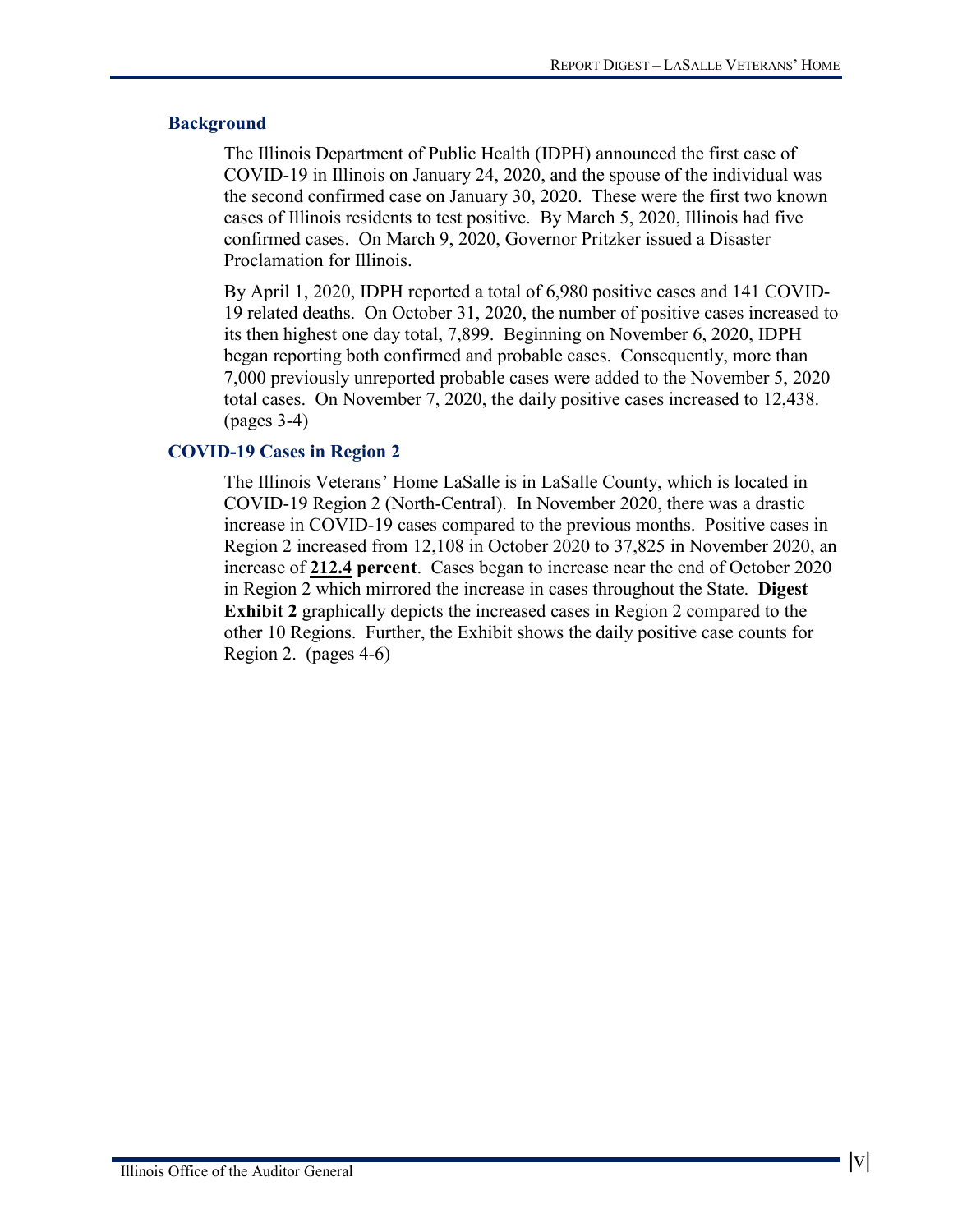## Background

The Illinois Department of Public Health (IDPH) announced the first case of COVID-19 in Illinois on January 24, 2020, and the spouse of the individual was the second confirmed case on January 30, 2020. These were the first two known cases of Illinois residents to test positive. By March 5, 2020, Illinois had five confirmed cases. On March 9, 2020, Governor Pritzker issued a Disaster Proclamation for Illinois.

By April 1, 2020, IDPH reported a total of 6,980 positive cases and 141 COVID-19 related deaths. On October 31, 2020, the number of positive cases increased to its then highest one day total, 7,899. Beginning on November 6, 2020, IDPH began reporting both confirmed and probable cases. Consequently, more than 7,000 previously unreported probable cases were added to the November 5, 2020 total cases. On November 7, 2020, the daily positive cases increased to 12,438. (pages 3-4)

## COVID-19 Cases in Region 2

The Illinois Veterans' Home LaSalle is in LaSalle County, which is located in COVID-19 Region 2 (North-Central). In November 2020, there was a drastic increase in COVID-19 cases compared to the previous months. Positive cases in Region 2 increased from 12,108 in October 2020 to 37,825 in November 2020, an increase of **212.4 percent**. Cases began to increase near the end of October 2020 in Region 2 which mirrored the increase in cases throughout the State. **Digest Exhibit 2** graphically depicts the increased cases in Region 2 compared to the other 10 Regions. Further, the Exhibit shows the daily positive case counts for Region 2. (pages 4-6)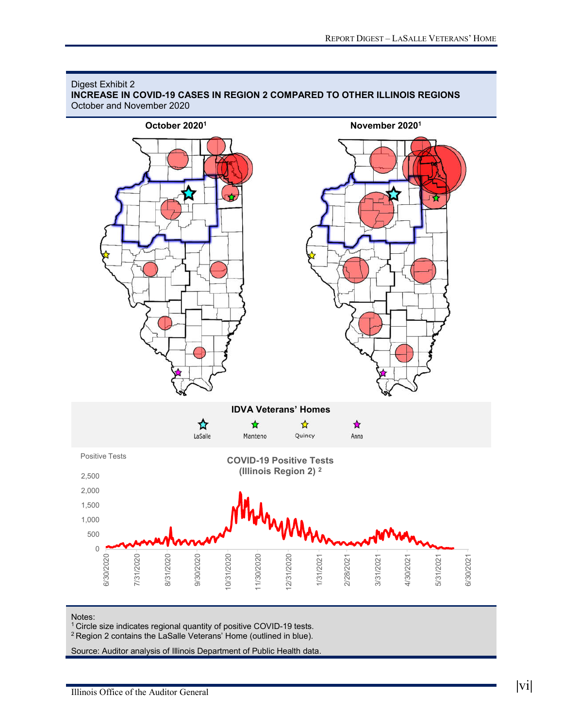Digest Exhibit 2
**INCREASE IN COVID-19 CASES IN REGION 2 COMPARED TO OTHER ILLINOIS REGIONS**
October and November 2020

**October 2020**[1]

**November 2020**[1]

**IDVA Veterans' Homes**

LaSalle

Manteno

Quincy

Anna

**COVID-19 Positive Tests (Illinois Region 2)** [2]

Positive Tests

2,500
2,000
1,500
1,000
500
0

6/30/2020, 7/31/2020, 8/31/2020, 9/30/2020, 10/31/2020, 11/30/2020, 12/31/2020, 1/31/2021, 2/28/2021, 3/31/2021, 4/30/2021, 5/31/2021, 6/30/2021

Notes:
[1] Circle size indicates regional quantity of positive COVID-19 tests.
[2] Region 2 contains the LaSalle Veterans' Home (outlined in blue).

Source: Auditor analysis of Illinois Department of Public Health data.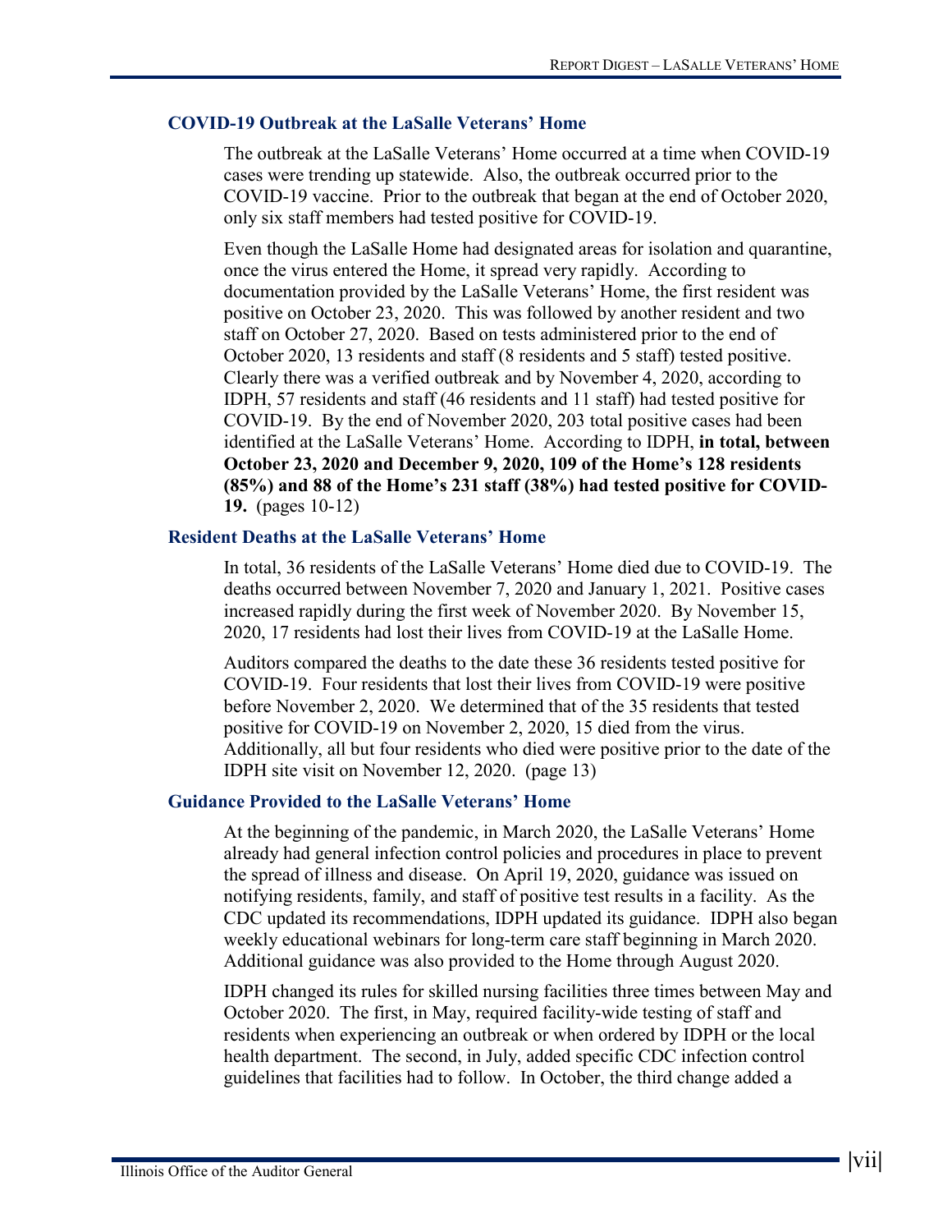### COVID-19 Outbreak at the LaSalle Veterans' Home

The outbreak at the LaSalle Veterans' Home occurred at a time when COVID-19 cases were trending up statewide. Also, the outbreak occurred prior to the COVID-19 vaccine. Prior to the outbreak that began at the end of October 2020, only six staff members had tested positive for COVID-19.

Even though the LaSalle Home had designated areas for isolation and quarantine, once the virus entered the Home, it spread very rapidly. According to documentation provided by the LaSalle Veterans' Home, the first resident was positive on October 23, 2020. This was followed by another resident and two staff on October 27, 2020. Based on tests administered prior to the end of October 2020, 13 residents and staff (8 residents and 5 staff) tested positive. Clearly there was a verified outbreak and by November 4, 2020, according to IDPH, 57 residents and staff (46 residents and 11 staff) had tested positive for COVID-19. By the end of November 2020, 203 total positive cases had been identified at the LaSalle Veterans' Home. According to IDPH, **in total, between October 23, 2020 and December 9, 2020, 109 of the Home's 128 residents (85%) and 88 of the Home's 231 staff (38%) had tested positive for COVID-19.** (pages 10-12)

### Resident Deaths at the LaSalle Veterans' Home

In total, 36 residents of the LaSalle Veterans' Home died due to COVID-19. The deaths occurred between November 7, 2020 and January 1, 2021. Positive cases increased rapidly during the first week of November 2020. By November 15, 2020, 17 residents had lost their lives from COVID-19 at the LaSalle Home.

Auditors compared the deaths to the date these 36 residents tested positive for COVID-19. Four residents that lost their lives from COVID-19 were positive before November 2, 2020. We determined that of the 35 residents that tested positive for COVID-19 on November 2, 2020, 15 died from the virus. Additionally, all but four residents who died were positive prior to the date of the IDPH site visit on November 12, 2020. (page 13)

### Guidance Provided to the LaSalle Veterans' Home

At the beginning of the pandemic, in March 2020, the LaSalle Veterans' Home already had general infection control policies and procedures in place to prevent the spread of illness and disease. On April 19, 2020, guidance was issued on notifying residents, family, and staff of positive test results in a facility. As the CDC updated its recommendations, IDPH updated its guidance. IDPH also began weekly educational webinars for long-term care staff beginning in March 2020. Additional guidance was also provided to the Home through August 2020.

IDPH changed its rules for skilled nursing facilities three times between May and October 2020. The first, in May, required facility-wide testing of staff and residents when experiencing an outbreak or when ordered by IDPH or the local health department. The second, in July, added specific CDC infection control guidelines that facilities had to follow. In October, the third change added a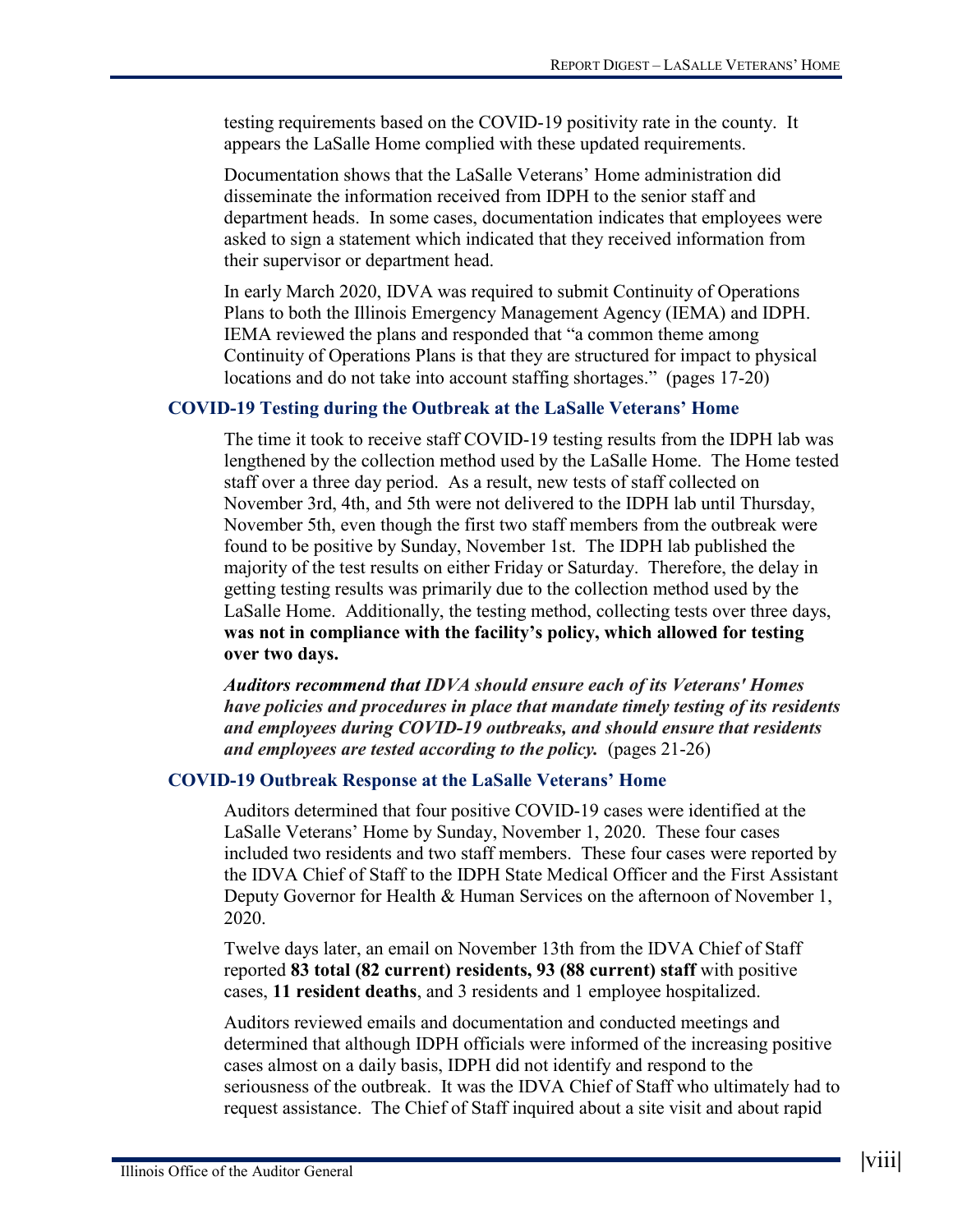testing requirements based on the COVID-19 positivity rate in the county. It appears the LaSalle Home complied with these updated requirements.

Documentation shows that the LaSalle Veterans' Home administration did disseminate the information received from IDPH to the senior staff and department heads. In some cases, documentation indicates that employees were asked to sign a statement which indicated that they received information from their supervisor or department head.

In early March 2020, IDVA was required to submit Continuity of Operations Plans to both the Illinois Emergency Management Agency (IEMA) and IDPH. IEMA reviewed the plans and responded that "a common theme among Continuity of Operations Plans is that they are structured for impact to physical locations and do not take into account staffing shortages." (pages 17-20)

### COVID-19 Testing during the Outbreak at the LaSalle Veterans' Home

The time it took to receive staff COVID-19 testing results from the IDPH lab was lengthened by the collection method used by the LaSalle Home. The Home tested staff over a three day period. As a result, new tests of staff collected on November 3rd, 4th, and 5th were not delivered to the IDPH lab until Thursday, November 5th, even though the first two staff members from the outbreak were found to be positive by Sunday, November 1st. The IDPH lab published the majority of the test results on either Friday or Saturday. Therefore, the delay in getting testing results was primarily due to the collection method used by the LaSalle Home. Additionally, the testing method, collecting tests over three days, **was not in compliance with the facility's policy, which allowed for testing over two days.**

***Auditors recommend that IDVA should ensure each of its Veterans' Homes have policies and procedures in place that mandate timely testing of its residents and employees during COVID-19 outbreaks, and should ensure that residents and employees are tested according to the policy.*** (pages 21-26)

### COVID-19 Outbreak Response at the LaSalle Veterans' Home

Auditors determined that four positive COVID-19 cases were identified at the LaSalle Veterans' Home by Sunday, November 1, 2020. These four cases included two residents and two staff members. These four cases were reported by the IDVA Chief of Staff to the IDPH State Medical Officer and the First Assistant Deputy Governor for Health & Human Services on the afternoon of November 1, 2020.

Twelve days later, an email on November 13th from the IDVA Chief of Staff reported **83 total (82 current) residents, 93 (88 current) staff** with positive cases, **11 resident deaths**, and 3 residents and 1 employee hospitalized.

Auditors reviewed emails and documentation and conducted meetings and determined that although IDPH officials were informed of the increasing positive cases almost on a daily basis, IDPH did not identify and respond to the seriousness of the outbreak. It was the IDVA Chief of Staff who ultimately had to request assistance. The Chief of Staff inquired about a site visit and about rapid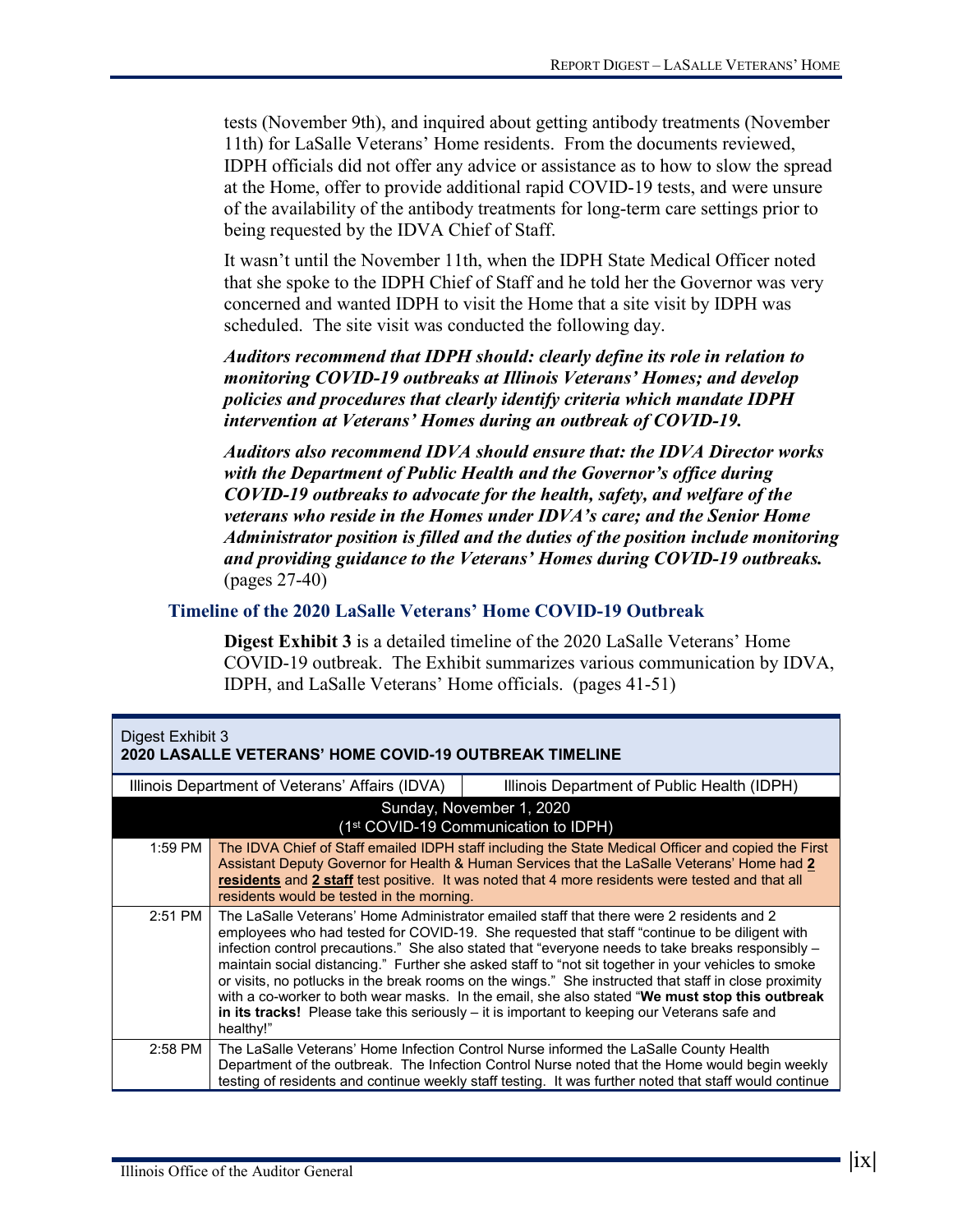tests (November 9th), and inquired about getting antibody treatments (November 11th) for LaSalle Veterans' Home residents. From the documents reviewed, IDPH officials did not offer any advice or assistance as to how to slow the spread at the Home, offer to provide additional rapid COVID-19 tests, and were unsure of the availability of the antibody treatments for long-term care settings prior to being requested by the IDVA Chief of Staff.

It wasn't until the November 11th, when the IDPH State Medical Officer noted that she spoke to the IDPH Chief of Staff and he told her the Governor was very concerned and wanted IDPH to visit the Home that a site visit by IDPH was scheduled. The site visit was conducted the following day.

***Auditors recommend that IDPH should: clearly define its role in relation to monitoring COVID-19 outbreaks at Illinois Veterans' Homes; and develop policies and procedures that clearly identify criteria which mandate IDPH intervention at Veterans' Homes during an outbreak of COVID-19.***

***Auditors also recommend IDVA should ensure that: the IDVA Director works with the Department of Public Health and the Governor's office during COVID-19 outbreaks to advocate for the health, safety, and welfare of the veterans who reside in the Homes under IDVA's care; and the Senior Home Administrator position is filled and the duties of the position include monitoring and providing guidance to the Veterans' Homes during COVID-19 outbreaks.*** (pages 27-40)

## Timeline of the 2020 LaSalle Veterans' Home COVID-19 Outbreak

**Digest Exhibit 3** is a detailed timeline of the 2020 LaSalle Veterans' Home COVID-19 outbreak. The Exhibit summarizes various communication by IDVA, IDPH, and LaSalle Veterans' Home officials. (pages 41-51)

Digest Exhibit 3
**2020 LASALLE VETERANS' HOME COVID-19 OUTBREAK TIMELINE**

| Illinois Department of Veterans' Affairs (IDVA) | Illinois Department of Public Health (IDPH) |
|---|---|
| **Sunday, November 1, 2020 (1st COVID-19 Communication to IDPH)** | |
| 1:59 PM | The IDVA Chief of Staff emailed IDPH staff including the State Medical Officer and copied the First Assistant Deputy Governor for Health & Human Services that the LaSalle Veterans' Home had **2 residents** and **2 staff** test positive. It was noted that 4 more residents were tested and that all residents would be tested in the morning. |
| 2:51 PM | The LaSalle Veterans' Home Administrator emailed staff that there were 2 residents and 2 employees who had tested for COVID-19. She requested that staff "continue to be diligent with infection control precautions." She also stated that "everyone needs to take breaks responsibly – maintain social distancing." Further she asked staff to "not sit together in your vehicles to smoke or visits, no potlucks in the break rooms on the wings." She instructed that staff in close proximity with a co-worker to both wear masks. In the email, she also stated "**We must stop this outbreak in its tracks!** Please take this seriously – it is important to keeping our Veterans safe and healthy!" |
| 2:58 PM | The LaSalle Veterans' Home Infection Control Nurse informed the LaSalle County Health Department of the outbreak. The Infection Control Nurse noted that the Home would begin weekly testing of residents and continue weekly staff testing. It was further noted that staff would continue |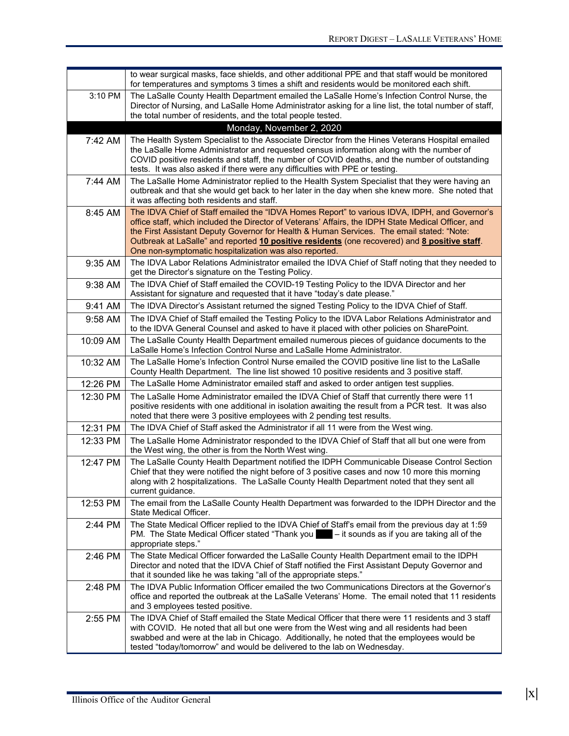| | |
|---|---|
| | to wear surgical masks, face shields, and other additional PPE and that staff would be monitored for temperatures and symptoms 3 times a shift and residents would be monitored each shift. |
| 3:10 PM | The LaSalle County Health Department emailed the LaSalle Home's Infection Control Nurse, the Director of Nursing, and LaSalle Home Administrator asking for a line list, the total number of staff, the total number of residents, and the total people tested. |
| **Monday, November 2, 2020** | |
| 7:42 AM | The Health System Specialist to the Associate Director from the Hines Veterans Hospital emailed the LaSalle Home Administrator and requested census information along with the number of COVID positive residents and staff, the number of COVID deaths, and the number of outstanding tests. It was also asked if there were any difficulties with PPE or testing. |
| 7:44 AM | The LaSalle Home Administrator replied to the Health System Specialist that they were having an outbreak and that she would get back to her later in the day when she knew more. She noted that it was affecting both residents and staff. |
| 8:45 AM | The IDVA Chief of Staff emailed the "IDVA Homes Report" to various IDVA, IDPH, and Governor's office staff, which included the Director of Veterans' Affairs, the IDPH State Medical Officer, and the First Assistant Deputy Governor for Health & Human Services. The email stated: "Note: Outbreak at LaSalle" and reported **10 positive residents** (one recovered) and **8 positive staff**. One non-symptomatic hospitalization was also reported. |
| 9:35 AM | The IDVA Labor Relations Administrator emailed the IDVA Chief of Staff noting that they needed to get the Director's signature on the Testing Policy. |
| 9:38 AM | The IDVA Chief of Staff emailed the COVID-19 Testing Policy to the IDVA Director and her Assistant for signature and requested that it have "today's date please." |
| 9:41 AM | The IDVA Director's Assistant returned the signed Testing Policy to the IDVA Chief of Staff. |
| 9:58 AM | The IDVA Chief of Staff emailed the Testing Policy to the IDVA Labor Relations Administrator and to the IDVA General Counsel and asked to have it placed with other policies on SharePoint. |
| 10:09 AM | The LaSalle County Health Department emailed numerous pieces of guidance documents to the LaSalle Home's Infection Control Nurse and LaSalle Home Administrator. |
| 10:32 AM | The LaSalle Home's Infection Control Nurse emailed the COVID positive line list to the LaSalle County Health Department. The line list showed 10 positive residents and 3 positive staff. |
| 12:26 PM | The LaSalle Home Administrator emailed staff and asked to order antigen test supplies. |
| 12:30 PM | The LaSalle Home Administrator emailed the IDVA Chief of Staff that currently there were 11 positive residents with one additional in isolation awaiting the result from a PCR test. It was also noted that there were 3 positive employees with 2 pending test results. |
| 12:31 PM | The IDVA Chief of Staff asked the Administrator if all 11 were from the West wing. |
| 12:33 PM | The LaSalle Home Administrator responded to the IDVA Chief of Staff that all but one were from the West wing, the other is from the North West wing. |
| 12:47 PM | The LaSalle County Health Department notified the IDPH Communicable Disease Control Section Chief that they were notified the night before of 3 positive cases and now 10 more this morning along with 2 hospitalizations. The LaSalle County Health Department noted that they sent all current guidance. |
| 12:53 PM | The email from the LaSalle County Health Department was forwarded to the IDPH Director and the State Medical Officer. |
| 2:44 PM | The State Medical Officer replied to the IDVA Chief of Staff's email from the previous day at 1:59 PM. The State Medical Officer stated "Thank you ███ – it sounds as if you are taking all of the appropriate steps." |
| 2:46 PM | The State Medical Officer forwarded the LaSalle County Health Department email to the IDPH Director and noted that the IDVA Chief of Staff notified the First Assistant Deputy Governor and that it sounded like he was taking "all of the appropriate steps." |
| 2:48 PM | The IDVA Public Information Officer emailed the two Communications Directors at the Governor's office and reported the outbreak at the LaSalle Veterans' Home. The email noted that 11 residents and 3 employees tested positive. |
| 2:55 PM | The IDVA Chief of Staff emailed the State Medical Officer that there were 11 residents and 3 staff with COVID. He noted that all but one were from the West wing and all residents had been swabbed and were at the lab in Chicago. Additionally, he noted that the employees would be tested "today/tomorrow" and would be delivered to the lab on Wednesday. |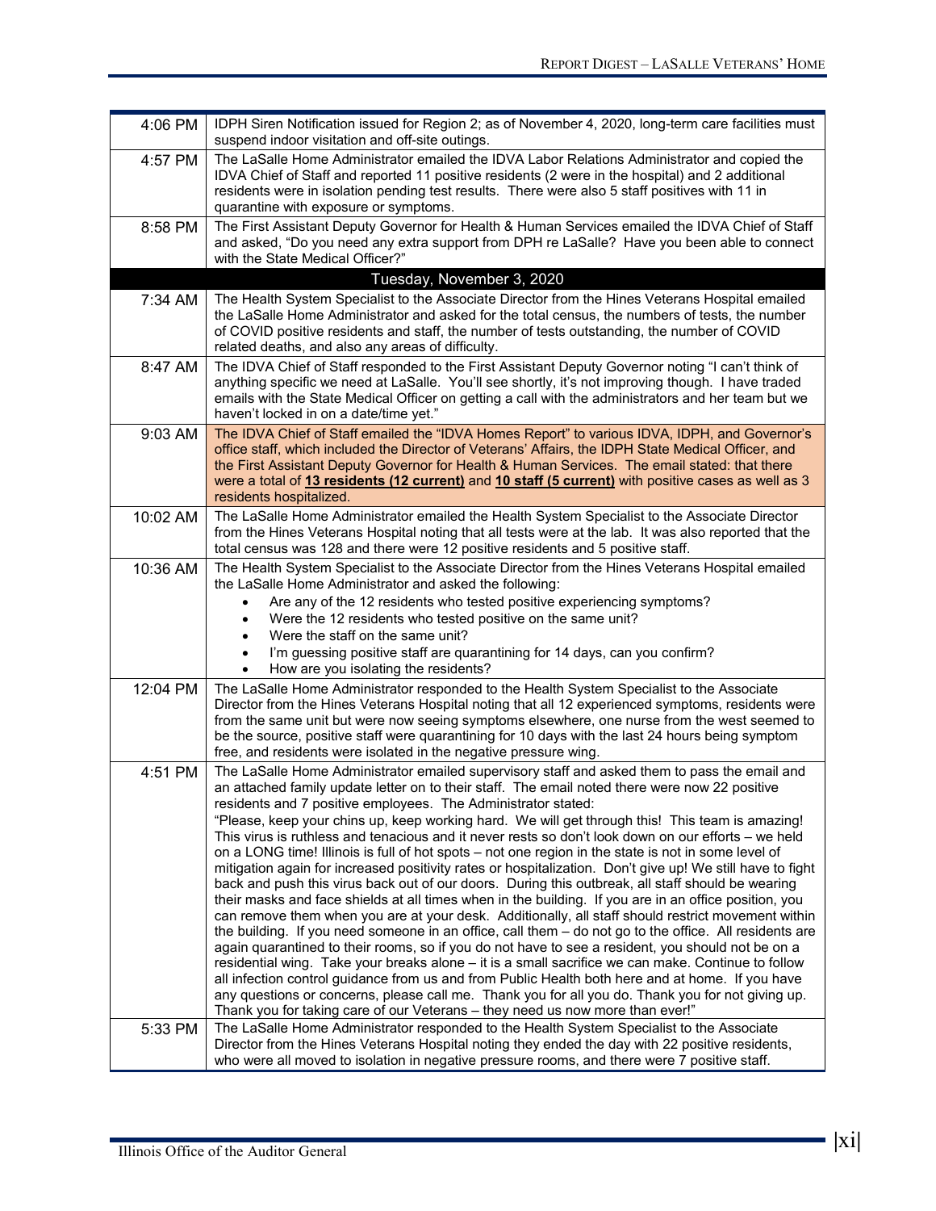| | |
|---|---|
| 4:06 PM | IDPH Siren Notification issued for Region 2; as of November 4, 2020, long-term care facilities must suspend indoor visitation and off-site outings. |
| 4:57 PM | The LaSalle Home Administrator emailed the IDVA Labor Relations Administrator and copied the IDVA Chief of Staff and reported 11 positive residents (2 were in the hospital) and 2 additional residents were in isolation pending test results. There were also 5 staff positives with 11 in quarantine with exposure or symptoms. |
| 8:58 PM | The First Assistant Deputy Governor for Health & Human Services emailed the IDVA Chief of Staff and asked, "Do you need any extra support from DPH re LaSalle? Have you been able to connect with the State Medical Officer?" |
| **Tuesday, November 3, 2020** | |
| 7:34 AM | The Health System Specialist to the Associate Director from the Hines Veterans Hospital emailed the LaSalle Home Administrator and asked for the total census, the numbers of tests, the number of COVID positive residents and staff, the number of tests outstanding, the number of COVID related deaths, and also any areas of difficulty. |
| 8:47 AM | The IDVA Chief of Staff responded to the First Assistant Deputy Governor noting "I can't think of anything specific we need at LaSalle. You'll see shortly, it's not improving though. I have traded emails with the State Medical Officer on getting a call with the administrators and her team but we haven't locked in on a date/time yet." |
| 9:03 AM | The IDVA Chief of Staff emailed the "IDVA Homes Report" to various IDVA, IDPH, and Governor's office staff, which included the Director of Veterans' Affairs, the IDPH State Medical Officer, and the First Assistant Deputy Governor for Health & Human Services. The email stated: that there were a total of **13 residents (12 current)** and **10 staff (5 current)** with positive cases as well as 3 residents hospitalized. |
| 10:02 AM | The LaSalle Home Administrator emailed the Health System Specialist to the Associate Director from the Hines Veterans Hospital noting that all tests were at the lab. It was also reported that the total census was 128 and there were 12 positive residents and 5 positive staff. |
| 10:36 AM | The Health System Specialist to the Associate Director from the Hines Veterans Hospital emailed the LaSalle Home Administrator and asked the following: <br>• Are any of the 12 residents who tested positive experiencing symptoms? <br>• Were the 12 residents who tested positive on the same unit? <br>• Were the staff on the same unit? <br>• I'm guessing positive staff are quarantining for 14 days, can you confirm? <br>• How are you isolating the residents? |
| 12:04 PM | The LaSalle Home Administrator responded to the Health System Specialist to the Associate Director from the Hines Veterans Hospital noting that all 12 experienced symptoms, residents were from the same unit but were now seeing symptoms elsewhere, one nurse from the west seemed to be the source, positive staff were quarantining for 10 days with the last 24 hours being symptom free, and residents were isolated in the negative pressure wing. |
| 4:51 PM | The LaSalle Home Administrator emailed supervisory staff and asked them to pass the email and an attached family update letter on to their staff. The email noted there were now 22 positive residents and 7 positive employees. The Administrator stated: <br>"Please, keep your chins up, keep working hard. We will get through this! This team is amazing! This virus is ruthless and tenacious and it never rests so don't look down on our efforts – we held on a LONG time! Illinois is full of hot spots – not one region in the state is not in some level of mitigation again for increased positivity rates or hospitalization. Don't give up! We still have to fight back and push this virus back out of our doors. During this outbreak, all staff should be wearing their masks and face shields at all times when in the building. If you are in an office position, you can remove them when you are at your desk. Additionally, all staff should restrict movement within the building. If you need someone in an office, call them – do not go to the office. All residents are again quarantined to their rooms, so if you do not have to see a resident, you should not be on a residential wing. Take your breaks alone – it is a small sacrifice we can make. Continue to follow all infection control guidance from us and from Public Health both here and at home. If you have any questions or concerns, please call me. Thank you for all you do. Thank you for not giving up. Thank you for taking care of our Veterans – they need us now more than ever!" |
| 5:33 PM | The LaSalle Home Administrator responded to the Health System Specialist to the Associate Director from the Hines Veterans Hospital noting they ended the day with 22 positive residents, who were all moved to isolation in negative pressure rooms, and there were 7 positive staff. |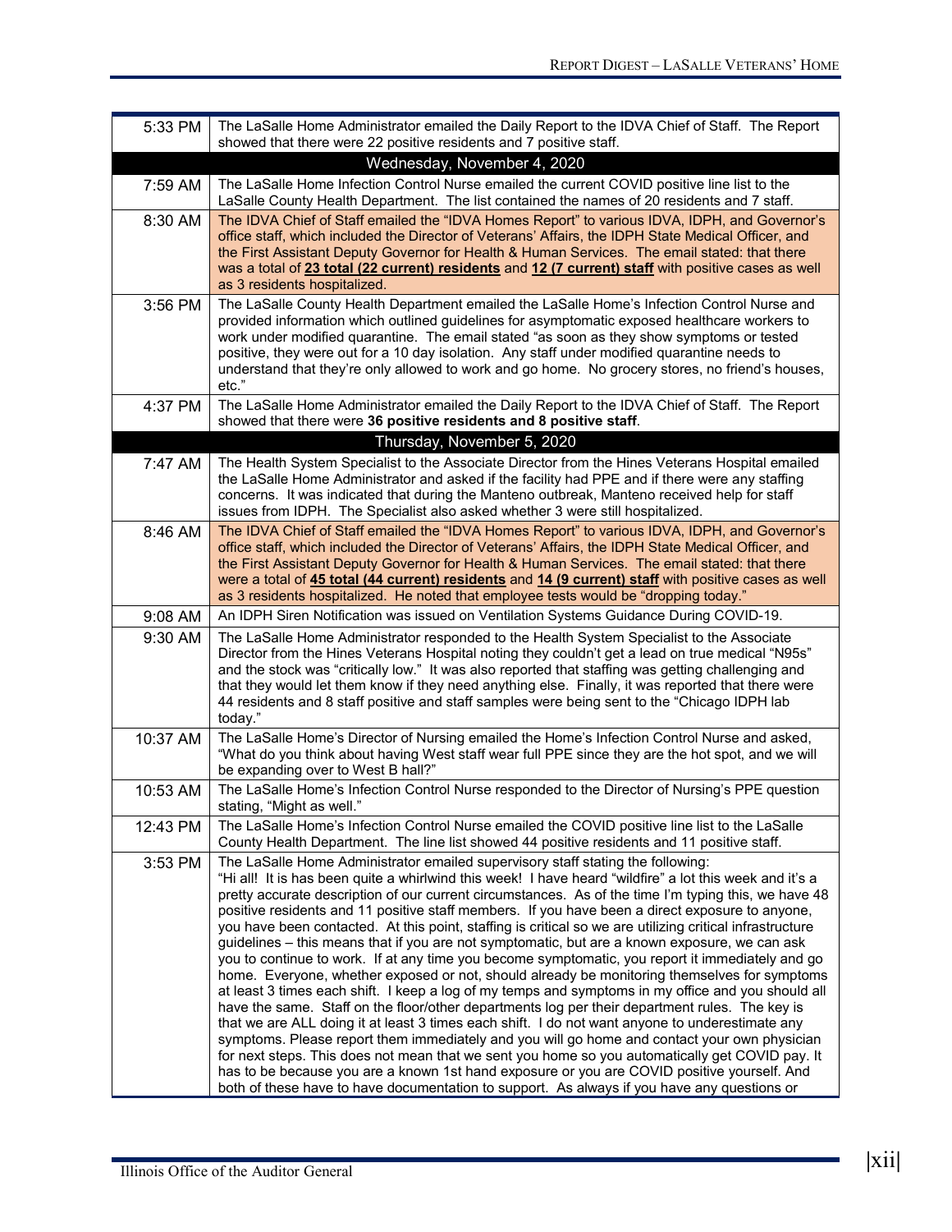| | |
|---|---|
| 5:33 PM | The LaSalle Home Administrator emailed the Daily Report to the IDVA Chief of Staff. The Report showed that there were 22 positive residents and 7 positive staff. |
| **Wednesday, November 4, 2020** | |
| 7:59 AM | The LaSalle Home Infection Control Nurse emailed the current COVID positive line list to the LaSalle County Health Department. The list contained the names of 20 residents and 7 staff. |
| 8:30 AM | The IDVA Chief of Staff emailed the "IDVA Homes Report" to various IDVA, IDPH, and Governor's office staff, which included the Director of Veterans' Affairs, the IDPH State Medical Officer, and the First Assistant Deputy Governor for Health & Human Services. The email stated: that there was a total of **23 total (22 current) residents** and **12 (7 current) staff** with positive cases as well as 3 residents hospitalized. |
| 3:56 PM | The LaSalle County Health Department emailed the LaSalle Home's Infection Control Nurse and provided information which outlined guidelines for asymptomatic exposed healthcare workers to work under modified quarantine. The email stated "as soon as they show symptoms or tested positive, they were out for a 10 day isolation. Any staff under modified quarantine needs to understand that they're only allowed to work and go home. No grocery stores, no friend's houses, etc." |
| 4:37 PM | The LaSalle Home Administrator emailed the Daily Report to the IDVA Chief of Staff. The Report showed that there were **36 positive residents and 8 positive staff**. |
| **Thursday, November 5, 2020** | |
| 7:47 AM | The Health System Specialist to the Associate Director from the Hines Veterans Hospital emailed the LaSalle Home Administrator and asked if the facility had PPE and if there were any staffing concerns. It was indicated that during the Manteno outbreak, Manteno received help for staff issues from IDPH. The Specialist also asked whether 3 were still hospitalized. |
| 8:46 AM | The IDVA Chief of Staff emailed the "IDVA Homes Report" to various IDVA, IDPH, and Governor's office staff, which included the Director of Veterans' Affairs, the IDPH State Medical Officer, and the First Assistant Deputy Governor for Health & Human Services. The email stated: that there were a total of **45 total (44 current) residents** and **14 (9 current) staff** with positive cases as well as 3 residents hospitalized. He noted that employee tests would be "dropping today." |
| 9:08 AM | An IDPH Siren Notification was issued on Ventilation Systems Guidance During COVID-19. |
| 9:30 AM | The LaSalle Home Administrator responded to the Health System Specialist to the Associate Director from the Hines Veterans Hospital noting they couldn't get a lead on true medical "N95s" and the stock was "critically low." It was also reported that staffing was getting challenging and that they would let them know if they need anything else. Finally, it was reported that there were 44 residents and 8 staff positive and staff samples were being sent to the "Chicago IDPH lab today." |
| 10:37 AM | The LaSalle Home's Director of Nursing emailed the Home's Infection Control Nurse and asked, "What do you think about having West staff wear full PPE since they are the hot spot, and we will be expanding over to West B hall?" |
| 10:53 AM | The LaSalle Home's Infection Control Nurse responded to the Director of Nursing's PPE question stating, "Might as well." |
| 12:43 PM | The LaSalle Home's Infection Control Nurse emailed the COVID positive line list to the LaSalle County Health Department. The line list showed 44 positive residents and 11 positive staff. |
| 3:53 PM | The LaSalle Home Administrator emailed supervisory staff stating the following: "Hi all! It is has been quite a whirlwind this week! I have heard "wildfire" a lot this week and it's a pretty accurate description of our current circumstances. As of the time I'm typing this, we have 48 positive residents and 11 positive staff members. If you have been a direct exposure to anyone, you have been contacted. At this point, staffing is critical so we are utilizing critical infrastructure guidelines – this means that if you are not symptomatic, but are a known exposure, we can ask you to continue to work. If at any time you become symptomatic, you report it immediately and go home. Everyone, whether exposed or not, should already be monitoring themselves for symptoms at least 3 times each shift. I keep a log of my temps and symptoms in my office and you should all have the same. Staff on the floor/other departments log per their department rules. The key is that we are ALL doing it at least 3 times each shift. I do not want anyone to underestimate any symptoms. Please report them immediately and you will go home and contact your own physician for next steps. This does not mean that we sent you home so you automatically get COVID pay. It has to be because you are a known 1st hand exposure or you are COVID positive yourself. And both of these have to have documentation to support. As always if you have any questions or |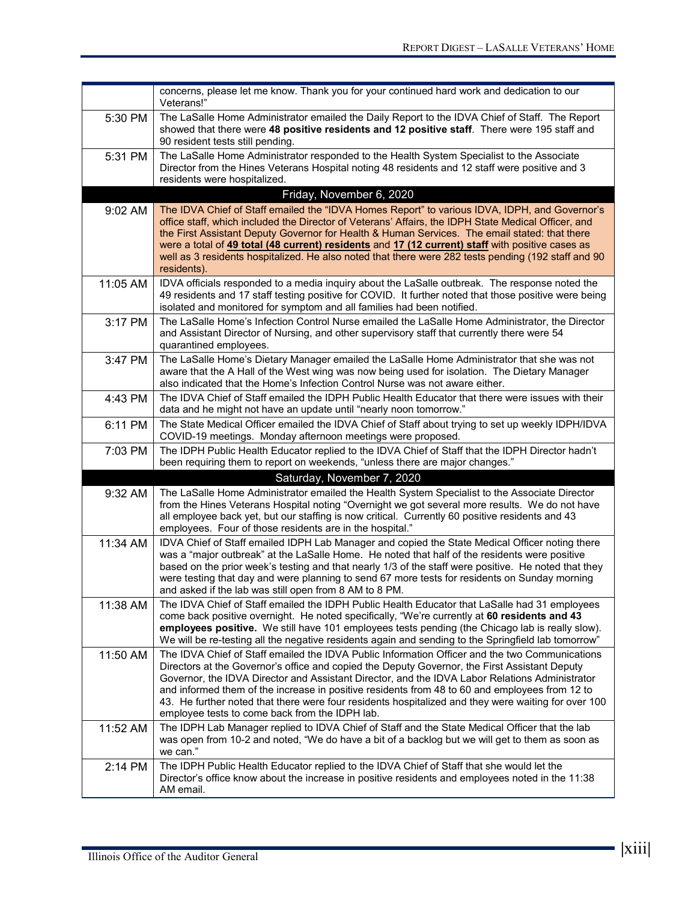| | |
|---|---|
| | concerns, please let me know. Thank you for your continued hard work and dedication to our Veterans!" |
| 5:30 PM | The LaSalle Home Administrator emailed the Daily Report to the IDVA Chief of Staff. The Report showed that there were **48 positive residents and 12 positive staff**. There were 195 staff and 90 resident tests still pending. |
| 5:31 PM | The LaSalle Home Administrator responded to the Health System Specialist to the Associate Director from the Hines Veterans Hospital noting 48 residents and 12 staff were positive and 3 residents were hospitalized. |
| **Friday, November 6, 2020** | |
| 9:02 AM | The IDVA Chief of Staff emailed the "IDVA Homes Report" to various IDVA, IDPH, and Governor's office staff, which included the Director of Veterans' Affairs, the IDPH State Medical Officer, and the First Assistant Deputy Governor for Health & Human Services. The email stated: that there were a total of **49 total (48 current) residents** and **17 (12 current) staff** with positive cases as well as 3 residents hospitalized. He also noted that there were 282 tests pending (192 staff and 90 residents). |
| 11:05 AM | IDVA officials responded to a media inquiry about the LaSalle outbreak. The response noted the 49 residents and 17 staff testing positive for COVID. It further noted that those positive were being isolated and monitored for symptom and all families had been notified. |
| 3:17 PM | The LaSalle Home's Infection Control Nurse emailed the LaSalle Home Administrator, the Director and Assistant Director of Nursing, and other supervisory staff that currently there were 54 quarantined employees. |
| 3:47 PM | The LaSalle Home's Dietary Manager emailed the LaSalle Home Administrator that she was not aware that the A Hall of the West wing was now being used for isolation. The Dietary Manager also indicated that the Home's Infection Control Nurse was not aware either. |
| 4:43 PM | The IDVA Chief of Staff emailed the IDPH Public Health Educator that there were issues with their data and he might not have an update until "nearly noon tomorrow." |
| 6:11 PM | The State Medical Officer emailed the IDVA Chief of Staff about trying to set up weekly IDPH/IDVA COVID-19 meetings. Monday afternoon meetings were proposed. |
| 7:03 PM | The IDPH Public Health Educator replied to the IDVA Chief of Staff that the IDPH Director hadn't been requiring them to report on weekends, "unless there are major changes." |
| **Saturday, November 7, 2020** | |
| 9:32 AM | The LaSalle Home Administrator emailed the Health System Specialist to the Associate Director from the Hines Veterans Hospital noting "Overnight we got several more results. We do not have all employee back yet, but our staffing is now critical. Currently 60 positive residents and 43 employees. Four of those residents are in the hospital." |
| 11:34 AM | IDVA Chief of Staff emailed IDPH Lab Manager and copied the State Medical Officer noting there was a "major outbreak" at the LaSalle Home. He noted that half of the residents were positive based on the prior week's testing and that nearly 1/3 of the staff were positive. He noted that they were testing that day and were planning to send 67 more tests for residents on Sunday morning and asked if the lab was still open from 8 AM to 8 PM. |
| 11:38 AM | The IDVA Chief of Staff emailed the IDPH Public Health Educator that LaSalle had 31 employees come back positive overnight. He noted specifically, "We're currently at **60 residents and 43 employees positive.** We still have 101 employees tests pending (the Chicago lab is really slow). We will be re-testing all the negative residents again and sending to the Springfield lab tomorrow" |
| 11:50 AM | The IDVA Chief of Staff emailed the IDVA Public Information Officer and the two Communications Directors at the Governor's office and copied the Deputy Governor, the First Assistant Deputy Governor, the IDVA Director and Assistant Director, and the IDVA Labor Relations Administrator and informed them of the increase in positive residents from 48 to 60 and employees from 12 to 43. He further noted that there were four residents hospitalized and they were waiting for over 100 employee tests to come back from the IDPH lab. |
| 11:52 AM | The IDPH Lab Manager replied to IDVA Chief of Staff and the State Medical Officer that the lab was open from 10-2 and noted, "We do have a bit of a backlog but we will get to them as soon as we can." |
| 2:14 PM | The IDPH Public Health Educator replied to the IDVA Chief of Staff that she would let the Director's office know about the increase in positive residents and employees noted in the 11:38 AM email. |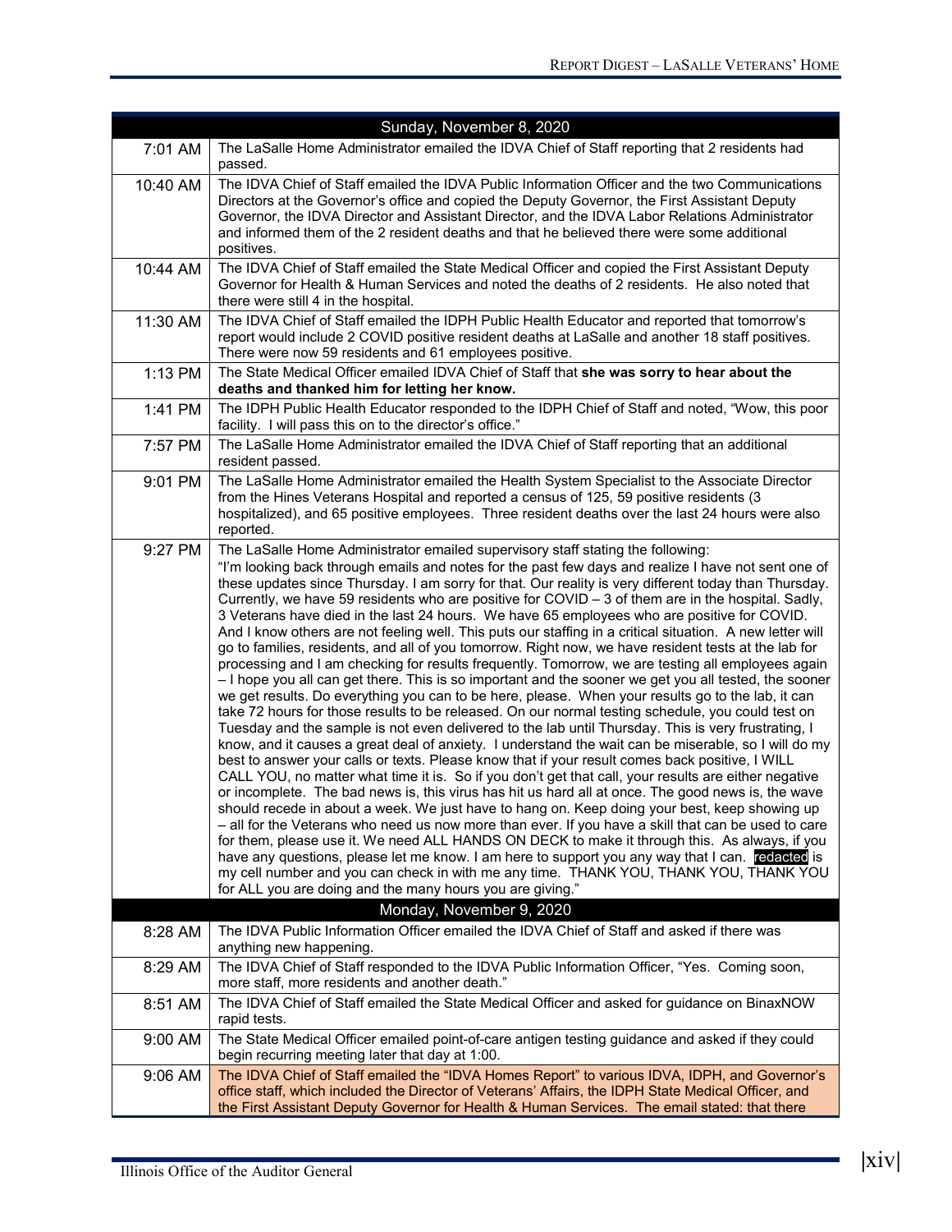| Sunday, November 8, 2020 | |
|---|---|
| 7:01 AM | The LaSalle Home Administrator emailed the IDVA Chief of Staff reporting that 2 residents had passed. |
| 10:40 AM | The IDVA Chief of Staff emailed the IDVA Public Information Officer and the two Communications Directors at the Governor's office and copied the Deputy Governor, the First Assistant Deputy Governor, the IDVA Director and Assistant Director, and the IDVA Labor Relations Administrator and informed them of the 2 resident deaths and that he believed there were some additional positives. |
| 10:44 AM | The IDVA Chief of Staff emailed the State Medical Officer and copied the First Assistant Deputy Governor for Health & Human Services and noted the deaths of 2 residents. He also noted that there were still 4 in the hospital. |
| 11:30 AM | The IDVA Chief of Staff emailed the IDPH Public Health Educator and reported that tomorrow's report would include 2 COVID positive resident deaths at LaSalle and another 18 staff positives. There were now 59 residents and 61 employees positive. |
| 1:13 PM | The State Medical Officer emailed IDVA Chief of Staff that **she was sorry to hear about the deaths and thanked him for letting her know.** |
| 1:41 PM | The IDPH Public Health Educator responded to the IDPH Chief of Staff and noted, "Wow, this poor facility. I will pass this on to the director's office." |
| 7:57 PM | The LaSalle Home Administrator emailed the IDVA Chief of Staff reporting that an additional resident passed. |
| 9:01 PM | The LaSalle Home Administrator emailed the Health System Specialist to the Associate Director from the Hines Veterans Hospital and reported a census of 125, 59 positive residents (3 hospitalized), and 65 positive employees. Three resident deaths over the last 24 hours were also reported. |
| 9:27 PM | The LaSalle Home Administrator emailed supervisory staff stating the following: "I'm looking back through emails and notes for the past few days and realize I have not sent one of these updates since Thursday. I am sorry for that. Our reality is very different today than Thursday. Currently, we have 59 residents who are positive for COVID – 3 of them are in the hospital. Sadly, 3 Veterans have died in the last 24 hours. We have 65 employees who are positive for COVID. And I know others are not feeling well. This puts our staffing in a critical situation. A new letter will go to families, residents, and all of you tomorrow. Right now, we have resident tests at the lab for processing and I am checking for results frequently. Tomorrow, we are testing all employees again – I hope you all can get there. This is so important and the sooner we get you all tested, the sooner we get results. Do everything you can to be here, please. When your results go to the lab, it can take 72 hours for those results to be released. On our normal testing schedule, you could test on Tuesday and the sample is not even delivered to the lab until Thursday. This is very frustrating, I know, and it causes a great deal of anxiety. I understand the wait can be miserable, so I will do my best to answer your calls or texts. Please know that if your result comes back positive, I WILL CALL YOU, no matter what time it is. So if you don't get that call, your results are either negative or incomplete. The bad news is, this virus has hit us hard all at once. The good news is, the wave should recede in about a week. We just have to hang on. Keep doing your best, keep showing up – all for the Veterans who need us now more than ever. If you have a skill that can be used to care for them, please use it. We need ALL HANDS ON DECK to make it through this. As always, if you have any questions, please let me know. I am here to support you any way that I can. redacted is my cell number and you can check in with me any time. THANK YOU, THANK YOU, THANK YOU for ALL you are doing and the many hours you are giving." |
| **Monday, November 9, 2020** | |
| 8:28 AM | The IDVA Public Information Officer emailed the IDVA Chief of Staff and asked if there was anything new happening. |
| 8:29 AM | The IDVA Chief of Staff responded to the IDVA Public Information Officer, "Yes. Coming soon, more staff, more residents and another death." |
| 8:51 AM | The IDVA Chief of Staff emailed the State Medical Officer and asked for guidance on BinaxNOW rapid tests. |
| 9:00 AM | The State Medical Officer emailed point-of-care antigen testing guidance and asked if they could begin recurring meeting later that day at 1:00. |
| 9:06 AM | The IDVA Chief of Staff emailed the "IDVA Homes Report" to various IDVA, IDPH, and Governor's office staff, which included the Director of Veterans' Affairs, the IDPH State Medical Officer, and the First Assistant Deputy Governor for Health & Human Services. The email stated: that there |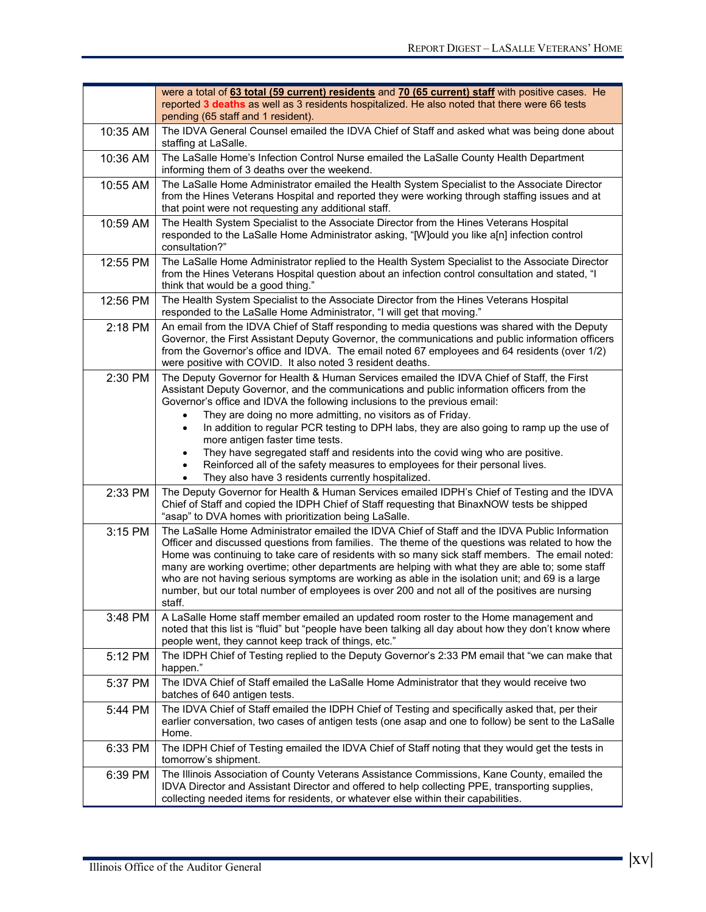| | |
|---|---|
| | were a total of **63 total (59 current) residents** and **70 (65 current) staff** with positive cases. He reported **3 deaths** as well as 3 residents hospitalized. He also noted that there were 66 tests pending (65 staff and 1 resident). |
| 10:35 AM | The IDVA General Counsel emailed the IDVA Chief of Staff and asked what was being done about staffing at LaSalle. |
| 10:36 AM | The LaSalle Home's Infection Control Nurse emailed the LaSalle County Health Department informing them of 3 deaths over the weekend. |
| 10:55 AM | The LaSalle Home Administrator emailed the Health System Specialist to the Associate Director from the Hines Veterans Hospital and reported they were working through staffing issues and at that point were not requesting any additional staff. |
| 10:59 AM | The Health System Specialist to the Associate Director from the Hines Veterans Hospital responded to the LaSalle Home Administrator asking, "[W]ould you like a[n] infection control consultation?" |
| 12:55 PM | The LaSalle Home Administrator replied to the Health System Specialist to the Associate Director from the Hines Veterans Hospital question about an infection control consultation and stated, "I think that would be a good thing." |
| 12:56 PM | The Health System Specialist to the Associate Director from the Hines Veterans Hospital responded to the LaSalle Home Administrator, "I will get that moving." |
| 2:18 PM | An email from the IDVA Chief of Staff responding to media questions was shared with the Deputy Governor, the First Assistant Deputy Governor, the communications and public information officers from the Governor's office and IDVA. The email noted 67 employees and 64 residents (over 1/2) were positive with COVID. It also noted 3 resident deaths. |
| 2:30 PM | The Deputy Governor for Health & Human Services emailed the IDVA Chief of Staff, the First Assistant Deputy Governor, and the communications and public information officers from the Governor's office and IDVA the following inclusions to the previous email: <br>• They are doing no more admitting, no visitors as of Friday. <br>• In addition to regular PCR testing to DPH labs, they are also going to ramp up the use of more antigen faster time tests. <br>• They have segregated staff and residents into the covid wing who are positive. <br>• Reinforced all of the safety measures to employees for their personal lives. <br>• They also have 3 residents currently hospitalized. |
| 2:33 PM | The Deputy Governor for Health & Human Services emailed IDPH's Chief of Testing and the IDVA Chief of Staff and copied the IDPH Chief of Staff requesting that BinaxNOW tests be shipped "asap" to DVA homes with prioritization being LaSalle. |
| 3:15 PM | The LaSalle Home Administrator emailed the IDVA Chief of Staff and the IDVA Public Information Officer and discussed questions from families. The theme of the questions was related to how the Home was continuing to take care of residents with so many sick staff members. The email noted: many are working overtime; other departments are helping with what they are able to; some staff who are not having serious symptoms are working as able in the isolation unit; and 69 is a large number, but our total number of employees is over 200 and not all of the positives are nursing staff. |
| 3:48 PM | A LaSalle Home staff member emailed an updated room roster to the Home management and noted that this list is "fluid" but "people have been talking all day about how they don't know where people went, they cannot keep track of things, etc." |
| 5:12 PM | The IDPH Chief of Testing replied to the Deputy Governor's 2:33 PM email that "we can make that happen." |
| 5:37 PM | The IDVA Chief of Staff emailed the LaSalle Home Administrator that they would receive two batches of 640 antigen tests. |
| 5:44 PM | The IDVA Chief of Staff emailed the IDPH Chief of Testing and specifically asked that, per their earlier conversation, two cases of antigen tests (one asap and one to follow) be sent to the LaSalle Home. |
| 6:33 PM | The IDPH Chief of Testing emailed the IDVA Chief of Staff noting that they would get the tests in tomorrow's shipment. |
| 6:39 PM | The Illinois Association of County Veterans Assistance Commissions, Kane County, emailed the IDVA Director and Assistant Director and offered to help collecting PPE, transporting supplies, collecting needed items for residents, or whatever else within their capabilities. |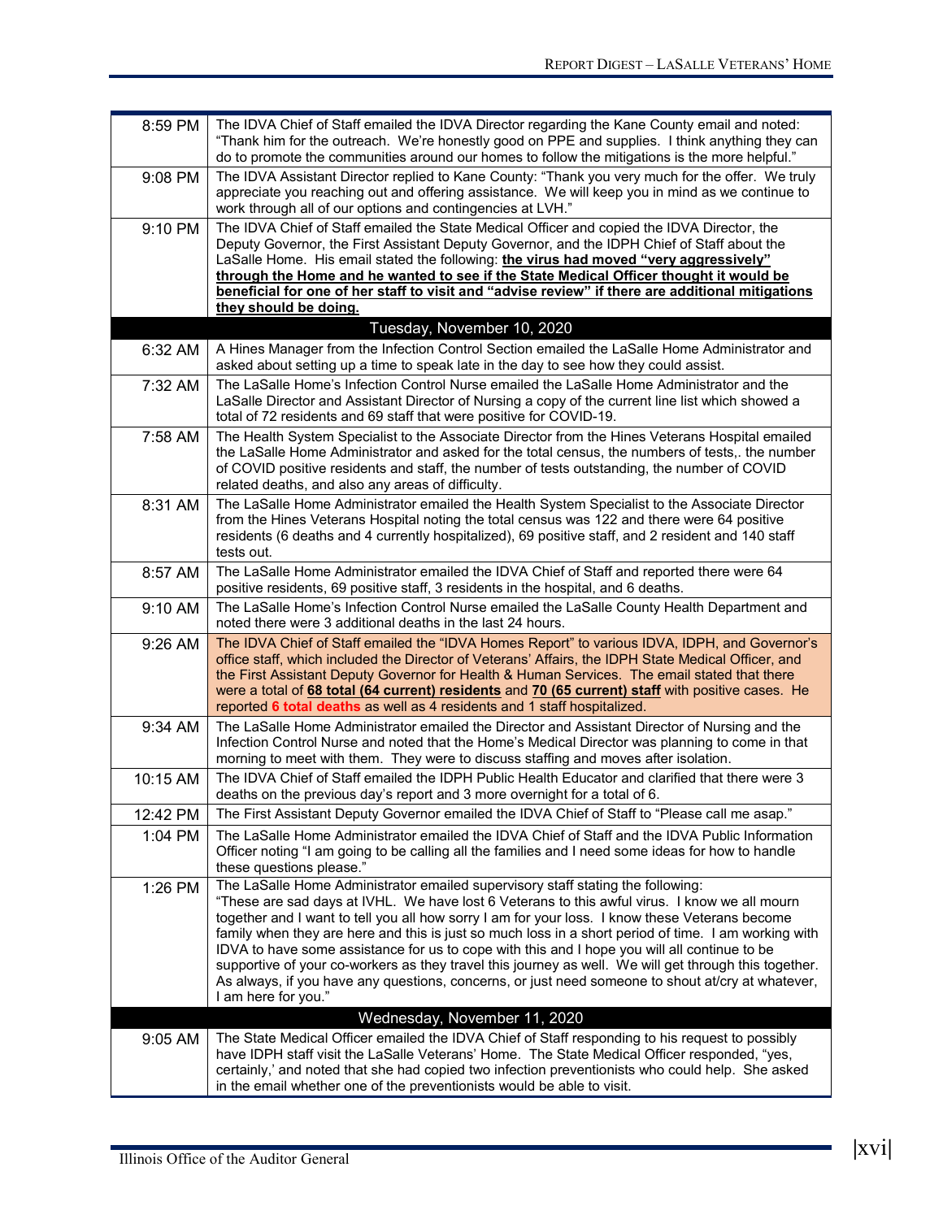| | |
|---|---|
| 8:59 PM | The IDVA Chief of Staff emailed the IDVA Director regarding the Kane County email and noted: "Thank him for the outreach. We're honestly good on PPE and supplies. I think anything they can do to promote the communities around our homes to follow the mitigations is the more helpful." |
| 9:08 PM | The IDVA Assistant Director replied to Kane County: "Thank you very much for the offer. We truly appreciate you reaching out and offering assistance. We will keep you in mind as we continue to work through all of our options and contingencies at LVH." |
| 9:10 PM | The IDVA Chief of Staff emailed the State Medical Officer and copied the IDVA Director, the Deputy Governor, the First Assistant Deputy Governor, and the IDPH Chief of Staff about the LaSalle Home. His email stated the following: **the virus had moved "very aggressively" through the Home and he wanted to see if the State Medical Officer thought it would be beneficial for one of her staff to visit and "advise review" if there are additional mitigations they should be doing.** |
| **Tuesday, November 10, 2020** | |
| 6:32 AM | A Hines Manager from the Infection Control Section emailed the LaSalle Home Administrator and asked about setting up a time to speak late in the day to see how they could assist. |
| 7:32 AM | The LaSalle Home's Infection Control Nurse emailed the LaSalle Home Administrator and the LaSalle Director and Assistant Director of Nursing a copy of the current line list which showed a total of 72 residents and 69 staff that were positive for COVID-19. |
| 7:58 AM | The Health System Specialist to the Associate Director from the Hines Veterans Hospital emailed the LaSalle Home Administrator and asked for the total census, the numbers of tests,. the number of COVID positive residents and staff, the number of tests outstanding, the number of COVID related deaths, and also any areas of difficulty. |
| 8:31 AM | The LaSalle Home Administrator emailed the Health System Specialist to the Associate Director from the Hines Veterans Hospital noting the total census was 122 and there were 64 positive residents (6 deaths and 4 currently hospitalized), 69 positive staff, and 2 resident and 140 staff tests out. |
| 8:57 AM | The LaSalle Home Administrator emailed the IDVA Chief of Staff and reported there were 64 positive residents, 69 positive staff, 3 residents in the hospital, and 6 deaths. |
| 9:10 AM | The LaSalle Home's Infection Control Nurse emailed the LaSalle County Health Department and noted there were 3 additional deaths in the last 24 hours. |
| 9:26 AM | The IDVA Chief of Staff emailed the "IDVA Homes Report" to various IDVA, IDPH, and Governor's office staff, which included the Director of Veterans' Affairs, the IDPH State Medical Officer, and the First Assistant Deputy Governor for Health & Human Services. The email stated that there were a total of **68 total (64 current) residents** and **70 (65 current) staff** with positive cases. He reported **6 total deaths** as well as 4 residents and 1 staff hospitalized. |
| 9:34 AM | The LaSalle Home Administrator emailed the Director and Assistant Director of Nursing and the Infection Control Nurse and noted that the Home's Medical Director was planning to come in that morning to meet with them. They were to discuss staffing and moves after isolation. |
| 10:15 AM | The IDVA Chief of Staff emailed the IDPH Public Health Educator and clarified that there were 3 deaths on the previous day's report and 3 more overnight for a total of 6. |
| 12:42 PM | The First Assistant Deputy Governor emailed the IDVA Chief of Staff to "Please call me asap." |
| 1:04 PM | The LaSalle Home Administrator emailed the IDVA Chief of Staff and the IDVA Public Information Officer noting "I am going to be calling all the families and I need some ideas for how to handle these questions please." |
| 1:26 PM | The LaSalle Home Administrator emailed supervisory staff stating the following: "These are sad days at IVHL. We have lost 6 Veterans to this awful virus. I know we all mourn together and I want to tell you all how sorry I am for your loss. I know these Veterans become family when they are here and this is just so much loss in a short period of time. I am working with IDVA to have some assistance for us to cope with this and I hope you will all continue to be supportive of your co-workers as they travel this journey as well. We will get through this together. As always, if you have any questions, concerns, or just need someone to shout at/cry at whatever, I am here for you." |
| **Wednesday, November 11, 2020** | |
| 9:05 AM | The State Medical Officer emailed the IDVA Chief of Staff responding to his request to possibly have IDPH staff visit the LaSalle Veterans' Home. The State Medical Officer responded, "yes, certainly,' and noted that she had copied two infection preventionists who could help. She asked in the email whether one of the preventionists would be able to visit. |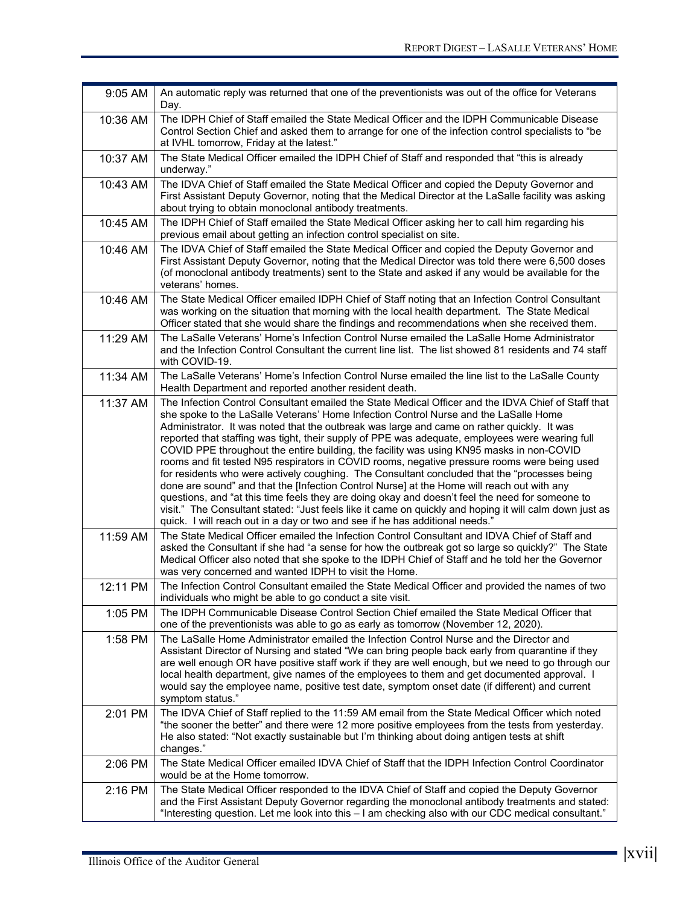| | |
|---|---|
| 9:05 AM | An automatic reply was returned that one of the preventionists was out of the office for Veterans Day. |
| 10:36 AM | The IDPH Chief of Staff emailed the State Medical Officer and the IDPH Communicable Disease Control Section Chief and asked them to arrange for one of the infection control specialists to "be at IVHL tomorrow, Friday at the latest." |
| 10:37 AM | The State Medical Officer emailed the IDPH Chief of Staff and responded that "this is already underway." |
| 10:43 AM | The IDVA Chief of Staff emailed the State Medical Officer and copied the Deputy Governor and First Assistant Deputy Governor, noting that the Medical Director at the LaSalle facility was asking about trying to obtain monoclonal antibody treatments. |
| 10:45 AM | The IDPH Chief of Staff emailed the State Medical Officer asking her to call him regarding his previous email about getting an infection control specialist on site. |
| 10:46 AM | The IDVA Chief of Staff emailed the State Medical Officer and copied the Deputy Governor and First Assistant Deputy Governor, noting that the Medical Director was told there were 6,500 doses (of monoclonal antibody treatments) sent to the State and asked if any would be available for the veterans' homes. |
| 10:46 AM | The State Medical Officer emailed IDPH Chief of Staff noting that an Infection Control Consultant was working on the situation that morning with the local health department. The State Medical Officer stated that she would share the findings and recommendations when she received them. |
| 11:29 AM | The LaSalle Veterans' Home's Infection Control Nurse emailed the LaSalle Home Administrator and the Infection Control Consultant the current line list. The list showed 81 residents and 74 staff with COVID-19. |
| 11:34 AM | The LaSalle Veterans' Home's Infection Control Nurse emailed the line list to the LaSalle County Health Department and reported another resident death. |
| 11:37 AM | The Infection Control Consultant emailed the State Medical Officer and the IDVA Chief of Staff that she spoke to the LaSalle Veterans' Home Infection Control Nurse and the LaSalle Home Administrator. It was noted that the outbreak was large and came on rather quickly. It was reported that staffing was tight, their supply of PPE was adequate, employees were wearing full COVID PPE throughout the entire building, the facility was using KN95 masks in non-COVID rooms and fit tested N95 respirators in COVID rooms, negative pressure rooms were being used for residents who were actively coughing. The Consultant concluded that the "processes being done are sound" and that the [Infection Control Nurse] at the Home will reach out with any questions, and "at this time feels they are doing okay and doesn't feel the need for someone to visit." The Consultant stated: "Just feels like it came on quickly and hoping it will calm down just as quick. I will reach out in a day or two and see if he has additional needs." |
| 11:59 AM | The State Medical Officer emailed the Infection Control Consultant and IDVA Chief of Staff and asked the Consultant if she had "a sense for how the outbreak got so large so quickly?" The State Medical Officer also noted that she spoke to the IDPH Chief of Staff and he told her the Governor was very concerned and wanted IDPH to visit the Home. |
| 12:11 PM | The Infection Control Consultant emailed the State Medical Officer and provided the names of two individuals who might be able to go conduct a site visit. |
| 1:05 PM | The IDPH Communicable Disease Control Section Chief emailed the State Medical Officer that one of the preventionists was able to go as early as tomorrow (November 12, 2020). |
| 1:58 PM | The LaSalle Home Administrator emailed the Infection Control Nurse and the Director and Assistant Director of Nursing and stated "We can bring people back early from quarantine if they are well enough OR have positive staff work if they are well enough, but we need to go through our local health department, give names of the employees to them and get documented approval. I would say the employee name, positive test date, symptom onset date (if different) and current symptom status." |
| 2:01 PM | The IDVA Chief of Staff replied to the 11:59 AM email from the State Medical Officer which noted "the sooner the better" and there were 12 more positive employees from the tests from yesterday. He also stated: "Not exactly sustainable but I'm thinking about doing antigen tests at shift changes." |
| 2:06 PM | The State Medical Officer emailed IDVA Chief of Staff that the IDPH Infection Control Coordinator would be at the Home tomorrow. |
| 2:16 PM | The State Medical Officer responded to the IDVA Chief of Staff and copied the Deputy Governor and the First Assistant Deputy Governor regarding the monoclonal antibody treatments and stated: "Interesting question. Let me look into this – I am checking also with our CDC medical consultant." |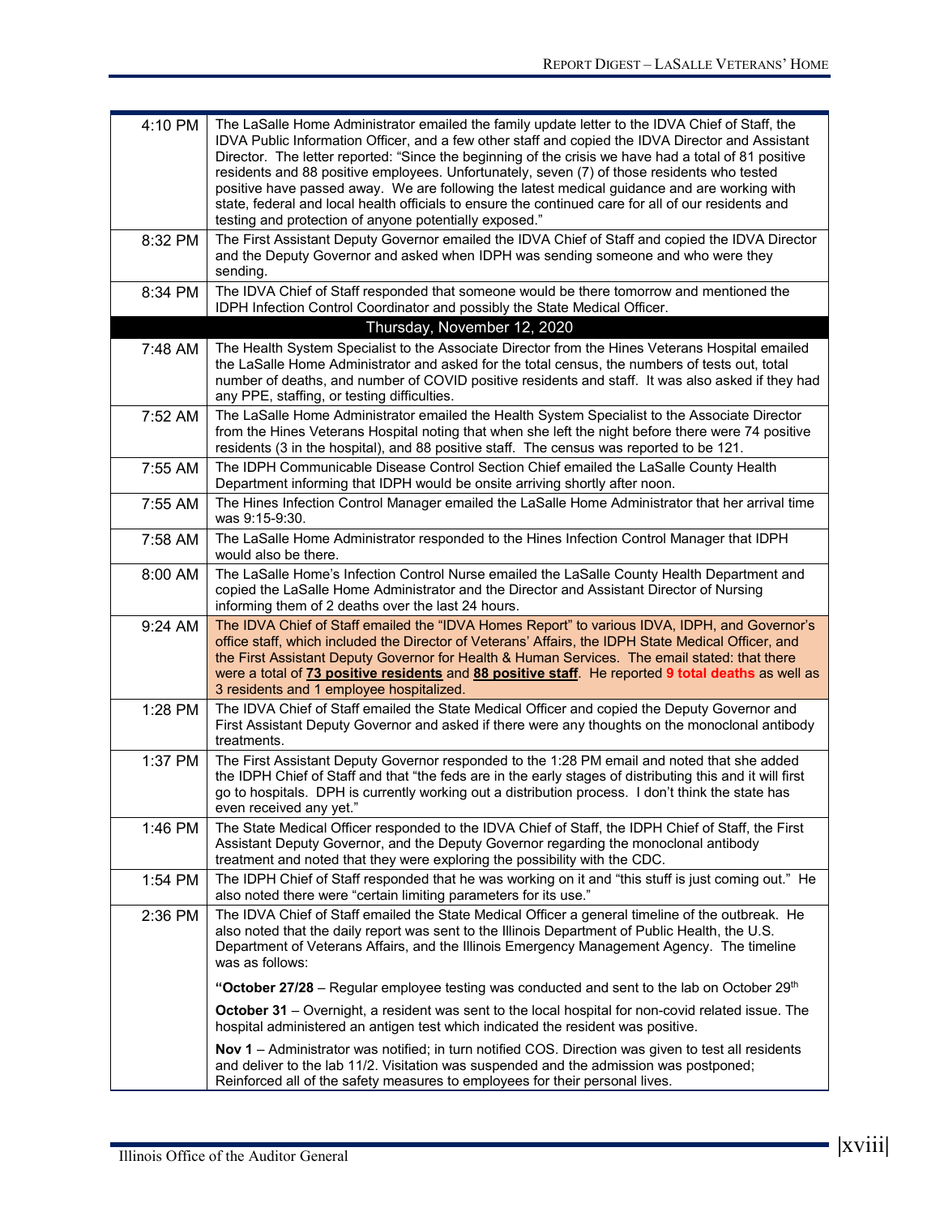| | |
|---|---|
| 4:10 PM | The LaSalle Home Administrator emailed the family update letter to the IDVA Chief of Staff, the IDVA Public Information Officer, and a few other staff and copied the IDVA Director and Assistant Director. The letter reported: "Since the beginning of the crisis we have had a total of 81 positive residents and 88 positive employees. Unfortunately, seven (7) of those residents who tested positive have passed away. We are following the latest medical guidance and are working with state, federal and local health officials to ensure the continued care for all of our residents and testing and protection of anyone potentially exposed." |
| 8:32 PM | The First Assistant Deputy Governor emailed the IDVA Chief of Staff and copied the IDVA Director and the Deputy Governor and asked when IDPH was sending someone and who were they sending. |
| 8:34 PM | The IDVA Chief of Staff responded that someone would be there tomorrow and mentioned the IDPH Infection Control Coordinator and possibly the State Medical Officer. |
| **Thursday, November 12, 2020** | |
| 7:48 AM | The Health System Specialist to the Associate Director from the Hines Veterans Hospital emailed the LaSalle Home Administrator and asked for the total census, the numbers of tests out, total number of deaths, and number of COVID positive residents and staff. It was also asked if they had any PPE, staffing, or testing difficulties. |
| 7:52 AM | The LaSalle Home Administrator emailed the Health System Specialist to the Associate Director from the Hines Veterans Hospital noting that when she left the night before there were 74 positive residents (3 in the hospital), and 88 positive staff. The census was reported to be 121. |
| 7:55 AM | The IDPH Communicable Disease Control Section Chief emailed the LaSalle County Health Department informing that IDPH would be onsite arriving shortly after noon. |
| 7:55 AM | The Hines Infection Control Manager emailed the LaSalle Home Administrator that her arrival time was 9:15-9:30. |
| 7:58 AM | The LaSalle Home Administrator responded to the Hines Infection Control Manager that IDPH would also be there. |
| 8:00 AM | The LaSalle Home's Infection Control Nurse emailed the LaSalle County Health Department and copied the LaSalle Home Administrator and the Director and Assistant Director of Nursing informing them of 2 deaths over the last 24 hours. |
| 9:24 AM | The IDVA Chief of Staff emailed the "IDVA Homes Report" to various IDVA, IDPH, and Governor's office staff, which included the Director of Veterans' Affairs, the IDPH State Medical Officer, and the First Assistant Deputy Governor for Health & Human Services. The email stated: that there were a total of **73 positive residents** and **88 positive staff**. He reported **9 total deaths** as well as 3 residents and 1 employee hospitalized. |
| 1:28 PM | The IDVA Chief of Staff emailed the State Medical Officer and copied the Deputy Governor and First Assistant Deputy Governor and asked if there were any thoughts on the monoclonal antibody treatments. |
| 1:37 PM | The First Assistant Deputy Governor responded to the 1:28 PM email and noted that she added the IDPH Chief of Staff and that "the feds are in the early stages of distributing this and it will first go to hospitals. DPH is currently working out a distribution process. I don't think the state has even received any yet." |
| 1:46 PM | The State Medical Officer responded to the IDVA Chief of Staff, the IDPH Chief of Staff, the First Assistant Deputy Governor, and the Deputy Governor regarding the monoclonal antibody treatment and noted that they were exploring the possibility with the CDC. |
| 1:54 PM | The IDPH Chief of Staff responded that he was working on it and "this stuff is just coming out." He also noted there were "certain limiting parameters for its use." |
| 2:36 PM | The IDVA Chief of Staff emailed the State Medical Officer a general timeline of the outbreak. He also noted that the daily report was sent to the Illinois Department of Public Health, the U.S. Department of Veterans Affairs, and the Illinois Emergency Management Agency. The timeline was as follows:<br><br>**"October 27/28** – Regular employee testing was conducted and sent to the lab on October 29th<br><br>**October 31** – Overnight, a resident was sent to the local hospital for non-covid related issue. The hospital administered an antigen test which indicated the resident was positive.<br><br>**Nov 1** – Administrator was notified; in turn notified COS. Direction was given to test all residents and deliver to the lab 11/2. Visitation was suspended and the admission was postponed; Reinforced all of the safety measures to employees for their personal lives. |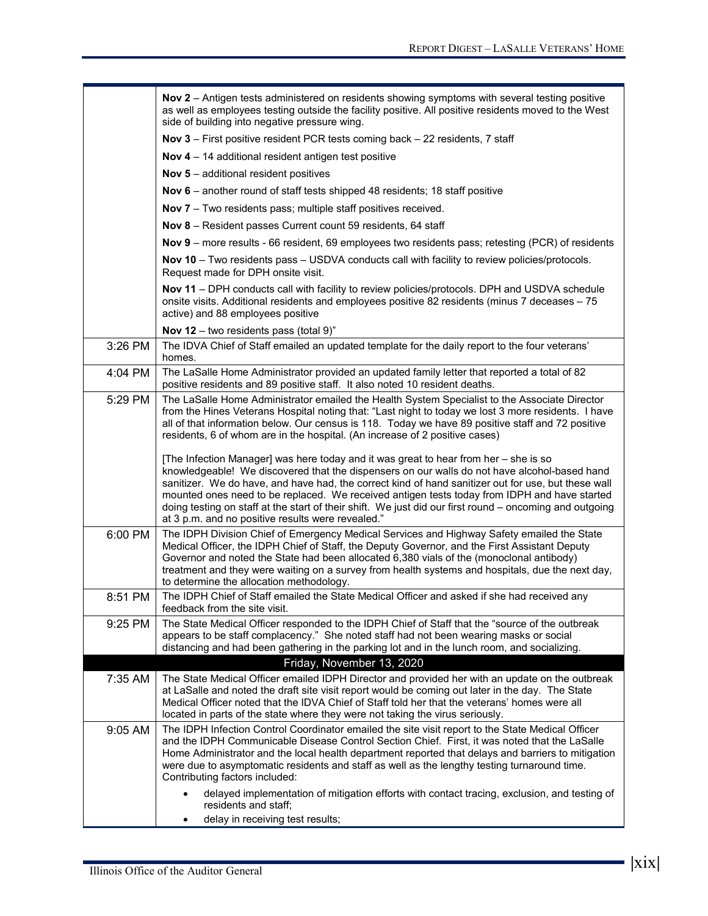| | |
|---|---|
| | **Nov 2** – Antigen tests administered on residents showing symptoms with several testing positive as well as employees testing outside the facility positive. All positive residents moved to the West side of building into negative pressure wing.<br><br>**Nov 3** – First positive resident PCR tests coming back – 22 residents, 7 staff<br><br>**Nov 4** – 14 additional resident antigen test positive<br><br>**Nov 5** – additional resident positives<br><br>**Nov 6** – another round of staff tests shipped 48 residents; 18 staff positive<br><br>**Nov 7** – Two residents pass; multiple staff positives received.<br><br>**Nov 8** – Resident passes Current count 59 residents, 64 staff<br><br>**Nov 9** – more results - 66 resident, 69 employees two residents pass; retesting (PCR) of residents<br><br>**Nov 10** – Two residents pass – USDVA conducts call with facility to review policies/protocols. Request made for DPH onsite visit.<br><br>**Nov 11** – DPH conducts call with facility to review policies/protocols. DPH and USDVA schedule onsite visits. Additional residents and employees positive 82 residents (minus 7 deceases – 75 active) and 88 employees positive<br><br>**Nov 12** – two residents pass (total 9)" |
| 3:26 PM | The IDVA Chief of Staff emailed an updated template for the daily report to the four veterans' homes. |
| 4:04 PM | The LaSalle Home Administrator provided an updated family letter that reported a total of 82 positive residents and 89 positive staff. It also noted 10 resident deaths. |
| 5:29 PM | The LaSalle Home Administrator emailed the Health System Specialist to the Associate Director from the Hines Veterans Hospital noting that: "Last night to today we lost 3 more residents. I have all of that information below. Our census is 118. Today we have 89 positive staff and 72 positive residents, 6 of whom are in the hospital. (An increase of 2 positive cases)<br><br>[The Infection Manager] was here today and it was great to hear from her – she is so knowledgeable! We discovered that the dispensers on our walls do not have alcohol-based hand sanitizer. We do have, and have had, the correct kind of hand sanitizer out for use, but these wall mounted ones need to be replaced. We received antigen tests today from IDPH and have started doing testing on staff at the start of their shift. We just did our first round – oncoming and outgoing at 3 p.m. and no positive results were revealed." |
| 6:00 PM | The IDPH Division Chief of Emergency Medical Services and Highway Safety emailed the State Medical Officer, the IDPH Chief of Staff, the Deputy Governor, and the First Assistant Deputy Governor and noted the State had been allocated 6,380 vials of the (monoclonal antibody) treatment and they were waiting on a survey from health systems and hospitals, due the next day, to determine the allocation methodology. |
| 8:51 PM | The IDPH Chief of Staff emailed the State Medical Officer and asked if she had received any feedback from the site visit. |
| 9:25 PM | The State Medical Officer responded to the IDPH Chief of Staff that the "source of the outbreak appears to be staff complacency." She noted staff had not been wearing masks or social distancing and had been gathering in the parking lot and in the lunch room, and socializing. |
| | **Friday, November 13, 2020** |
| 7:35 AM | The State Medical Officer emailed IDPH Director and provided her with an update on the outbreak at LaSalle and noted the draft site visit report would be coming out later in the day. The State Medical Officer noted that the IDVA Chief of Staff told her that the veterans' homes were all located in parts of the state where they were not taking the virus seriously. |
| 9:05 AM | The IDPH Infection Control Coordinator emailed the site visit report to the State Medical Officer and the IDPH Communicable Disease Control Section Chief. First, it was noted that the LaSalle Home Administrator and the local health department reported that delays and barriers to mitigation were due to asymptomatic residents and staff as well as the lengthy testing turnaround time. Contributing factors included:<br><br>• delayed implementation of mitigation efforts with contact tracing, exclusion, and testing of residents and staff;<br>• delay in receiving test results; |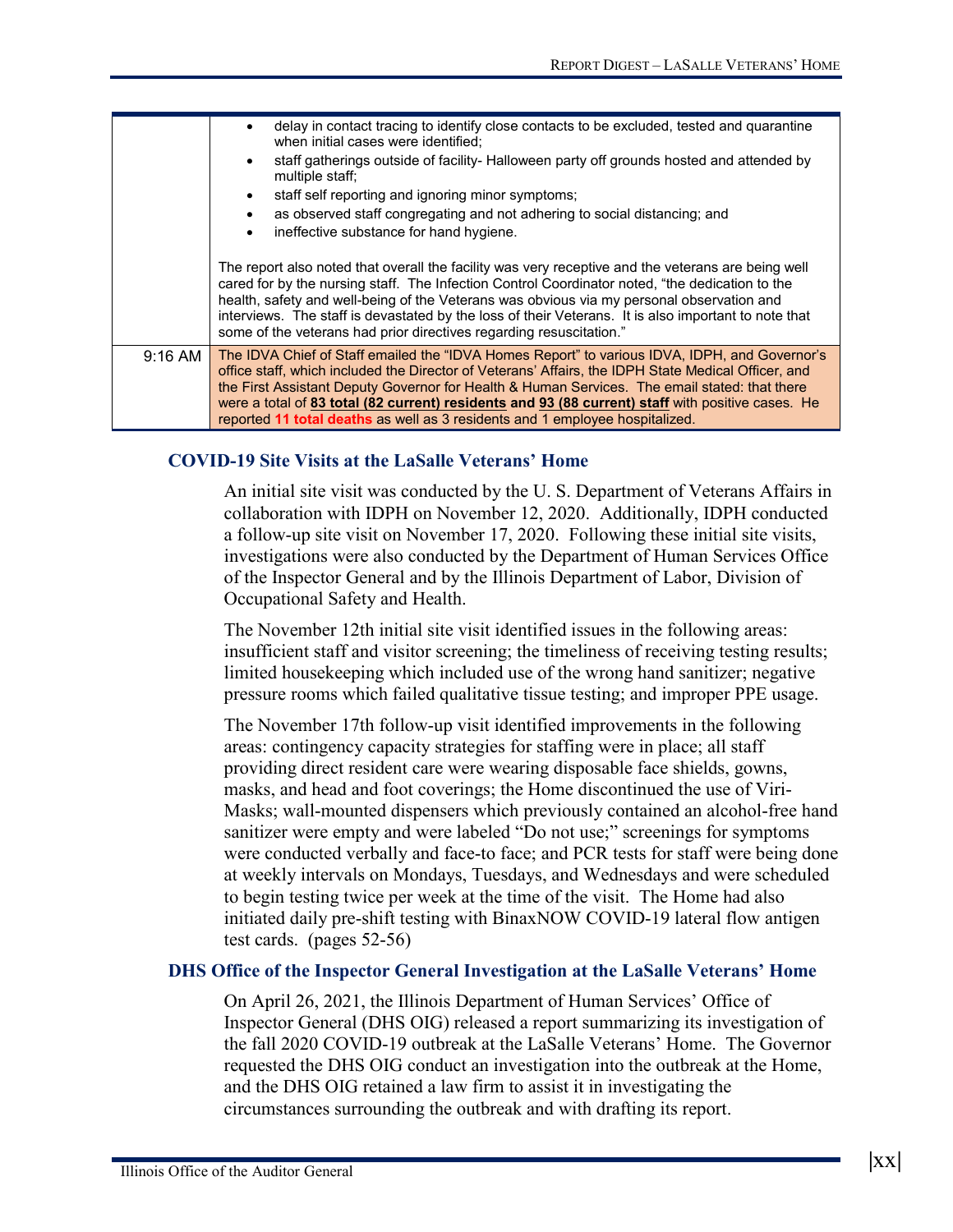| | |
|---|---|
| | • delay in contact tracing to identify close contacts to be excluded, tested and quarantine when initial cases were identified;<br>• staff gatherings outside of facility- Halloween party off grounds hosted and attended by multiple staff;<br>• staff self reporting and ignoring minor symptoms;<br>• as observed staff congregating and not adhering to social distancing; and<br>• ineffective substance for hand hygiene.<br><br>The report also noted that overall the facility was very receptive and the veterans are being well cared for by the nursing staff. The Infection Control Coordinator noted, "the dedication to the health, safety and well-being of the Veterans was obvious via my personal observation and interviews. The staff is devastated by the loss of their Veterans. It is also important to note that some of the veterans had prior directives regarding resuscitation." |
| 9:16 AM | The IDVA Chief of Staff emailed the "IDVA Homes Report" to various IDVA, IDPH, and Governor's office staff, which included the Director of Veterans' Affairs, the IDPH State Medical Officer, and the First Assistant Deputy Governor for Health & Human Services. The email stated: that there were a total of **83 total (82 current) residents** and **93 (88 current) staff** with positive cases. He reported **11 total deaths** as well as 3 residents and 1 employee hospitalized. |

### COVID-19 Site Visits at the LaSalle Veterans' Home

An initial site visit was conducted by the U. S. Department of Veterans Affairs in collaboration with IDPH on November 12, 2020. Additionally, IDPH conducted a follow-up site visit on November 17, 2020. Following these initial site visits, investigations were also conducted by the Department of Human Services Office of the Inspector General and by the Illinois Department of Labor, Division of Occupational Safety and Health.

The November 12th initial site visit identified issues in the following areas: insufficient staff and visitor screening; the timeliness of receiving testing results; limited housekeeping which included use of the wrong hand sanitizer; negative pressure rooms which failed qualitative tissue testing; and improper PPE usage.

The November 17th follow-up visit identified improvements in the following areas: contingency capacity strategies for staffing were in place; all staff providing direct resident care were wearing disposable face shields, gowns, masks, and head and foot coverings; the Home discontinued the use of Viri-Masks; wall-mounted dispensers which previously contained an alcohol-free hand sanitizer were empty and were labeled "Do not use;" screenings for symptoms were conducted verbally and face-to face; and PCR tests for staff were being done at weekly intervals on Mondays, Tuesdays, and Wednesdays and were scheduled to begin testing twice per week at the time of the visit. The Home had also initiated daily pre-shift testing with BinaxNOW COVID-19 lateral flow antigen test cards. (pages 52-56)

### DHS Office of the Inspector General Investigation at the LaSalle Veterans' Home

On April 26, 2021, the Illinois Department of Human Services' Office of Inspector General (DHS OIG) released a report summarizing its investigation of the fall 2020 COVID-19 outbreak at the LaSalle Veterans' Home. The Governor requested the DHS OIG conduct an investigation into the outbreak at the Home, and the DHS OIG retained a law firm to assist it in investigating the circumstances surrounding the outbreak and with drafting its report.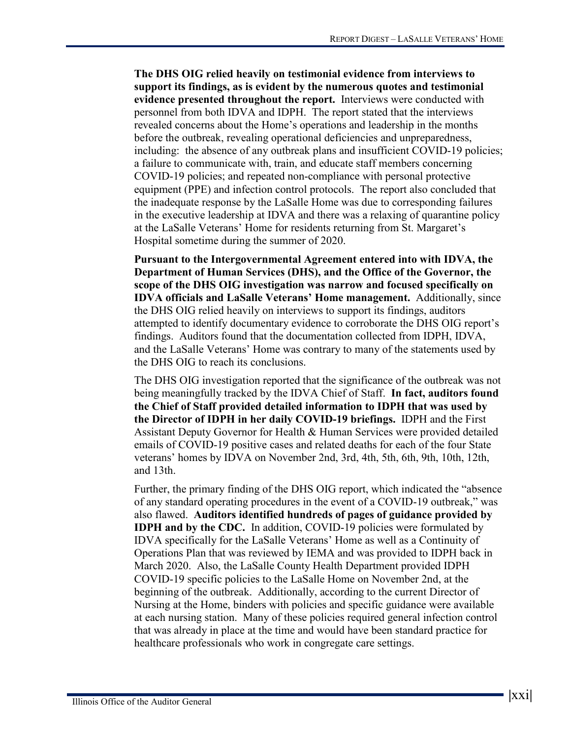**The DHS OIG relied heavily on testimonial evidence from interviews to support its findings, as is evident by the numerous quotes and testimonial evidence presented throughout the report.** Interviews were conducted with personnel from both IDVA and IDPH. The report stated that the interviews revealed concerns about the Home's operations and leadership in the months before the outbreak, revealing operational deficiencies and unpreparedness, including: the absence of any outbreak plans and insufficient COVID-19 policies; a failure to communicate with, train, and educate staff members concerning COVID-19 policies; and repeated non-compliance with personal protective equipment (PPE) and infection control protocols. The report also concluded that the inadequate response by the LaSalle Home was due to corresponding failures in the executive leadership at IDVA and there was a relaxing of quarantine policy at the LaSalle Veterans' Home for residents returning from St. Margaret's Hospital sometime during the summer of 2020.

**Pursuant to the Intergovernmental Agreement entered into with IDVA, the Department of Human Services (DHS), and the Office of the Governor, the scope of the DHS OIG investigation was narrow and focused specifically on IDVA officials and LaSalle Veterans' Home management.** Additionally, since the DHS OIG relied heavily on interviews to support its findings, auditors attempted to identify documentary evidence to corroborate the DHS OIG report's findings. Auditors found that the documentation collected from IDPH, IDVA, and the LaSalle Veterans' Home was contrary to many of the statements used by the DHS OIG to reach its conclusions.

The DHS OIG investigation reported that the significance of the outbreak was not being meaningfully tracked by the IDVA Chief of Staff. **In fact, auditors found the Chief of Staff provided detailed information to IDPH that was used by the Director of IDPH in her daily COVID-19 briefings.** IDPH and the First Assistant Deputy Governor for Health & Human Services were provided detailed emails of COVID-19 positive cases and related deaths for each of the four State veterans' homes by IDVA on November 2nd, 3rd, 4th, 5th, 6th, 9th, 10th, 12th, and 13th.

Further, the primary finding of the DHS OIG report, which indicated the "absence of any standard operating procedures in the event of a COVID-19 outbreak," was also flawed. **Auditors identified hundreds of pages of guidance provided by IDPH and by the CDC.** In addition, COVID-19 policies were formulated by IDVA specifically for the LaSalle Veterans' Home as well as a Continuity of Operations Plan that was reviewed by IEMA and was provided to IDPH back in March 2020. Also, the LaSalle County Health Department provided IDPH COVID-19 specific policies to the LaSalle Home on November 2nd, at the beginning of the outbreak. Additionally, according to the current Director of Nursing at the Home, binders with policies and specific guidance were available at each nursing station. Many of these policies required general infection control that was already in place at the time and would have been standard practice for healthcare professionals who work in congregate care settings.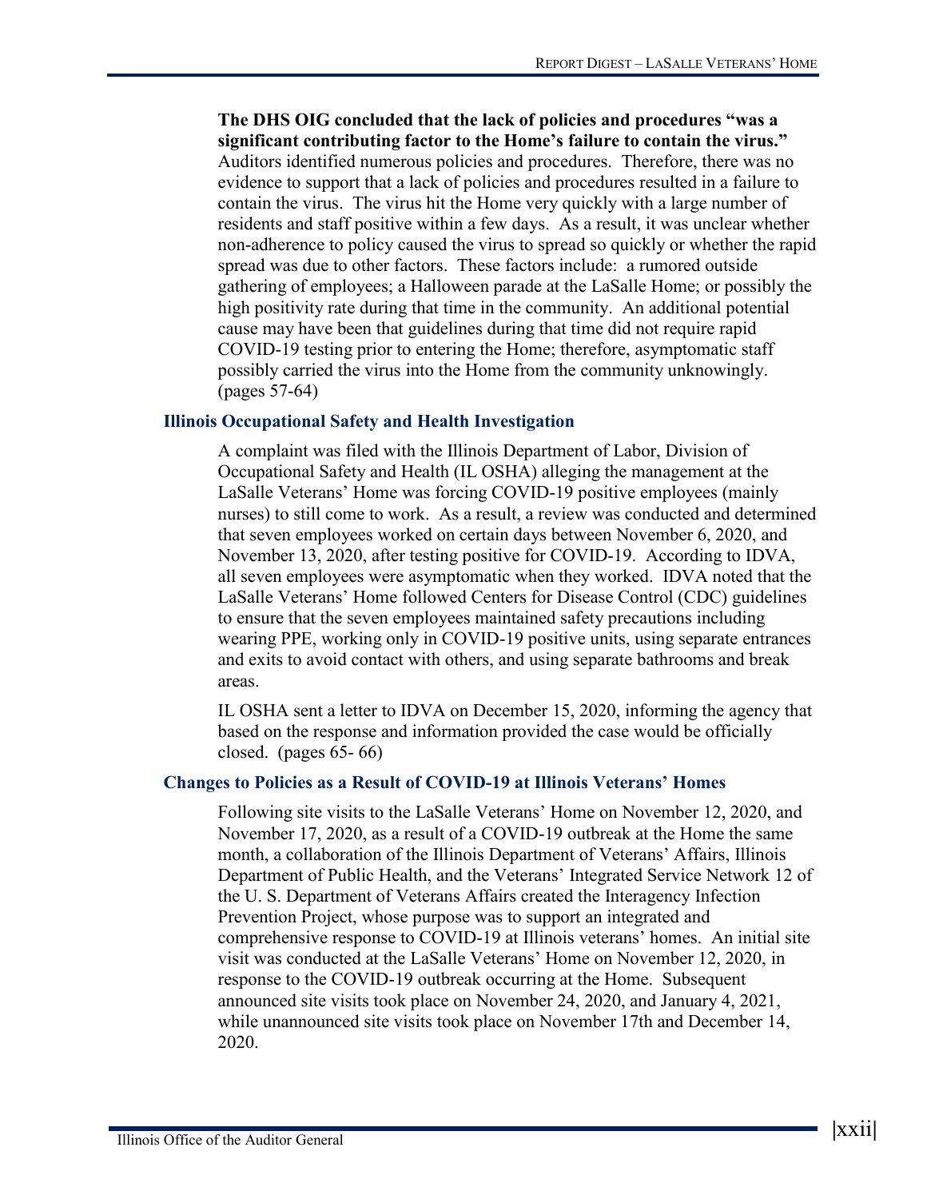**The DHS OIG concluded that the lack of policies and procedures "was a significant contributing factor to the Home's failure to contain the virus."** Auditors identified numerous policies and procedures. Therefore, there was no evidence to support that a lack of policies and procedures resulted in a failure to contain the virus. The virus hit the Home very quickly with a large number of residents and staff positive within a few days. As a result, it was unclear whether non-adherence to policy caused the virus to spread so quickly or whether the rapid spread was due to other factors. These factors include: a rumored outside gathering of employees; a Halloween parade at the LaSalle Home; or possibly the high positivity rate during that time in the community. An additional potential cause may have been that guidelines during that time did not require rapid COVID-19 testing prior to entering the Home; therefore, asymptomatic staff possibly carried the virus into the Home from the community unknowingly. (pages 57-64)

### Illinois Occupational Safety and Health Investigation

A complaint was filed with the Illinois Department of Labor, Division of Occupational Safety and Health (IL OSHA) alleging the management at the LaSalle Veterans' Home was forcing COVID-19 positive employees (mainly nurses) to still come to work. As a result, a review was conducted and determined that seven employees worked on certain days between November 6, 2020, and November 13, 2020, after testing positive for COVID-19. According to IDVA, all seven employees were asymptomatic when they worked. IDVA noted that the LaSalle Veterans' Home followed Centers for Disease Control (CDC) guidelines to ensure that the seven employees maintained safety precautions including wearing PPE, working only in COVID-19 positive units, using separate entrances and exits to avoid contact with others, and using separate bathrooms and break areas.

IL OSHA sent a letter to IDVA on December 15, 2020, informing the agency that based on the response and information provided the case would be officially closed. (pages 65- 66)

### Changes to Policies as a Result of COVID-19 at Illinois Veterans' Homes

Following site visits to the LaSalle Veterans' Home on November 12, 2020, and November 17, 2020, as a result of a COVID-19 outbreak at the Home the same month, a collaboration of the Illinois Department of Veterans' Affairs, Illinois Department of Public Health, and the Veterans' Integrated Service Network 12 of the U. S. Department of Veterans Affairs created the Interagency Infection Prevention Project, whose purpose was to support an integrated and comprehensive response to COVID-19 at Illinois veterans' homes. An initial site visit was conducted at the LaSalle Veterans' Home on November 12, 2020, in response to the COVID-19 outbreak occurring at the Home. Subsequent announced site visits took place on November 24, 2020, and January 4, 2021, while unannounced site visits took place on November 17th and December 14, 2020.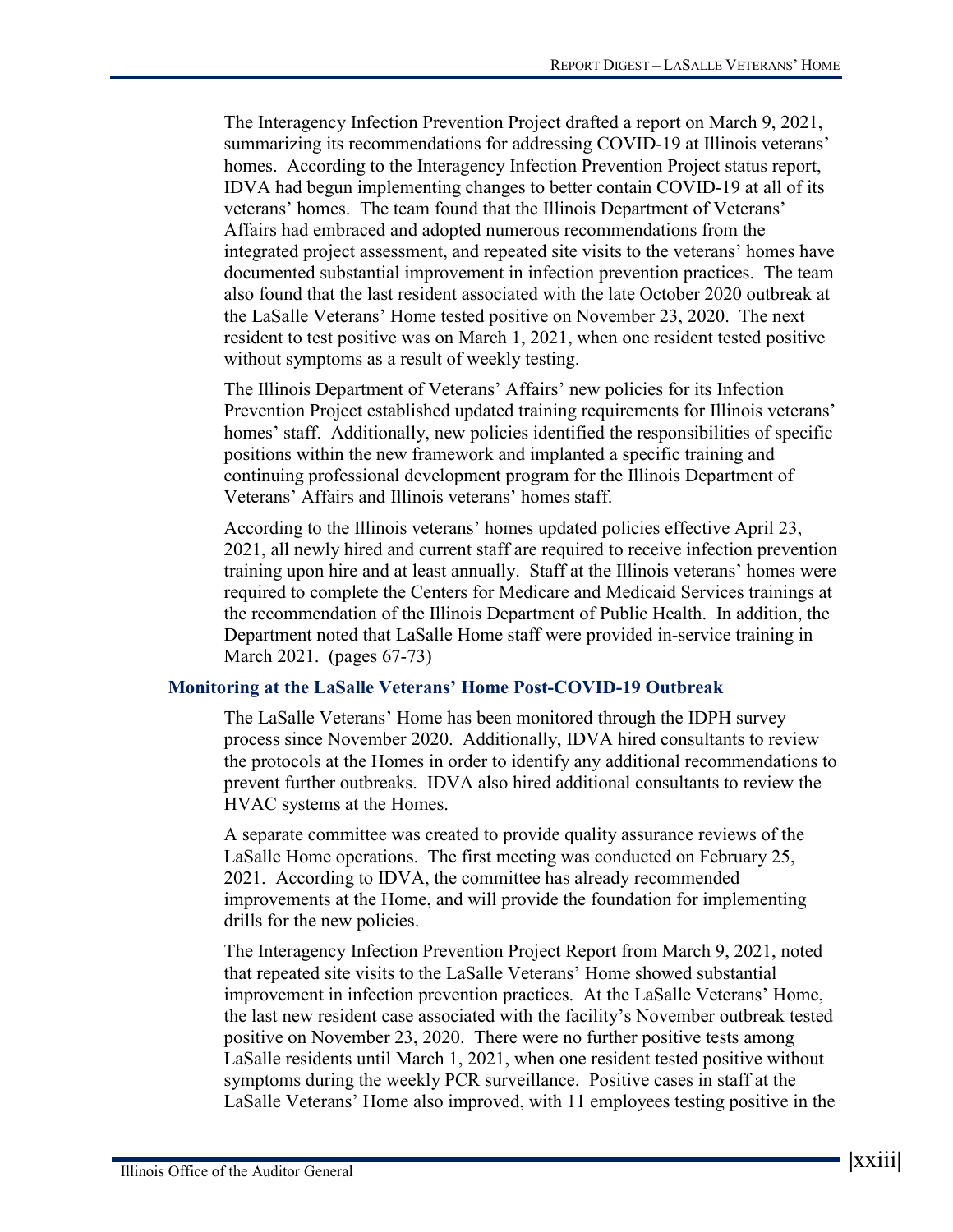The Interagency Infection Prevention Project drafted a report on March 9, 2021, summarizing its recommendations for addressing COVID-19 at Illinois veterans' homes. According to the Interagency Infection Prevention Project status report, IDVA had begun implementing changes to better contain COVID-19 at all of its veterans' homes. The team found that the Illinois Department of Veterans' Affairs had embraced and adopted numerous recommendations from the integrated project assessment, and repeated site visits to the veterans' homes have documented substantial improvement in infection prevention practices. The team also found that the last resident associated with the late October 2020 outbreak at the LaSalle Veterans' Home tested positive on November 23, 2020. The next resident to test positive was on March 1, 2021, when one resident tested positive without symptoms as a result of weekly testing.

The Illinois Department of Veterans' Affairs' new policies for its Infection Prevention Project established updated training requirements for Illinois veterans' homes' staff. Additionally, new policies identified the responsibilities of specific positions within the new framework and implanted a specific training and continuing professional development program for the Illinois Department of Veterans' Affairs and Illinois veterans' homes staff.

According to the Illinois veterans' homes updated policies effective April 23, 2021, all newly hired and current staff are required to receive infection prevention training upon hire and at least annually. Staff at the Illinois veterans' homes were required to complete the Centers for Medicare and Medicaid Services trainings at the recommendation of the Illinois Department of Public Health. In addition, the Department noted that LaSalle Home staff were provided in-service training in March 2021. (pages 67-73)

### Monitoring at the LaSalle Veterans' Home Post-COVID-19 Outbreak

The LaSalle Veterans' Home has been monitored through the IDPH survey process since November 2020. Additionally, IDVA hired consultants to review the protocols at the Homes in order to identify any additional recommendations to prevent further outbreaks. IDVA also hired additional consultants to review the HVAC systems at the Homes.

A separate committee was created to provide quality assurance reviews of the LaSalle Home operations. The first meeting was conducted on February 25, 2021. According to IDVA, the committee has already recommended improvements at the Home, and will provide the foundation for implementing drills for the new policies.

The Interagency Infection Prevention Project Report from March 9, 2021, noted that repeated site visits to the LaSalle Veterans' Home showed substantial improvement in infection prevention practices. At the LaSalle Veterans' Home, the last new resident case associated with the facility's November outbreak tested positive on November 23, 2020. There were no further positive tests among LaSalle residents until March 1, 2021, when one resident tested positive without symptoms during the weekly PCR surveillance. Positive cases in staff at the LaSalle Veterans' Home also improved, with 11 employees testing positive in the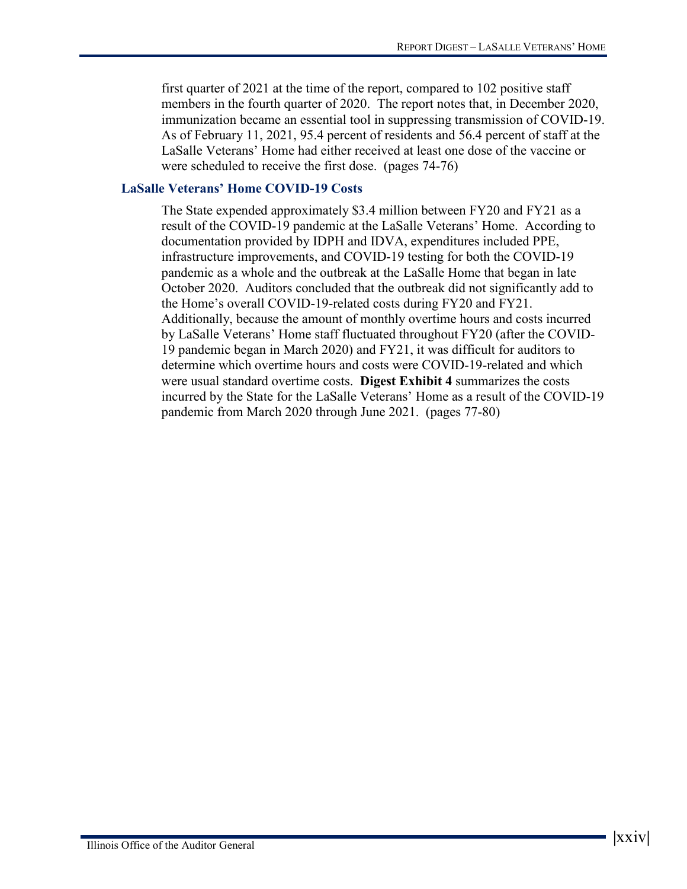first quarter of 2021 at the time of the report, compared to 102 positive staff members in the fourth quarter of 2020. The report notes that, in December 2020, immunization became an essential tool in suppressing transmission of COVID-19. As of February 11, 2021, 95.4 percent of residents and 56.4 percent of staff at the LaSalle Veterans' Home had either received at least one dose of the vaccine or were scheduled to receive the first dose. (pages 74-76)

### LaSalle Veterans' Home COVID-19 Costs

The State expended approximately $3.4 million between FY20 and FY21 as a result of the COVID-19 pandemic at the LaSalle Veterans' Home. According to documentation provided by IDPH and IDVA, expenditures included PPE, infrastructure improvements, and COVID-19 testing for both the COVID-19 pandemic as a whole and the outbreak at the LaSalle Home that began in late October 2020. Auditors concluded that the outbreak did not significantly add to the Home's overall COVID-19-related costs during FY20 and FY21. Additionally, because the amount of monthly overtime hours and costs incurred by LaSalle Veterans' Home staff fluctuated throughout FY20 (after the COVID-19 pandemic began in March 2020) and FY21, it was difficult for auditors to determine which overtime hours and costs were COVID-19-related and which were usual standard overtime costs. **Digest Exhibit 4** summarizes the costs incurred by the State for the LaSalle Veterans' Home as a result of the COVID-19 pandemic from March 2020 through June 2021. (pages 77-80)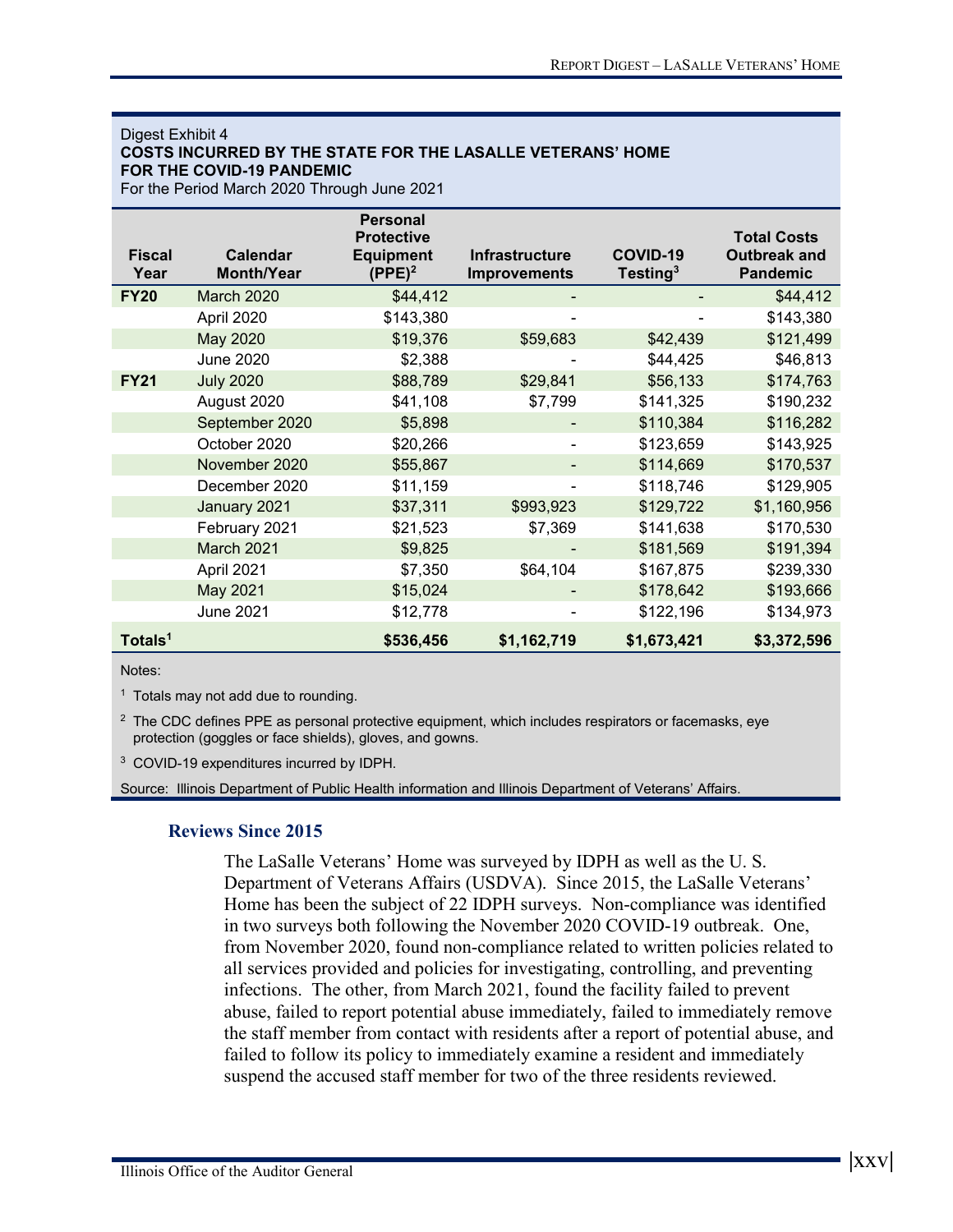Digest Exhibit 4
**COSTS INCURRED BY THE STATE FOR THE LASALLE VETERANS' HOME FOR THE COVID-19 PANDEMIC**
For the Period March 2020 Through June 2021

| Fiscal Year | Calendar Month/Year | Personal Protective Equipment (PPE)[2] | Infrastructure Improvements | COVID-19 Testing[3] | Total Costs Outbreak and Pandemic |
|---|---|---|---|---|---|
| **FY20** | March 2020 | $44,412 | - | - | $44,412 |
| | April 2020 | $143,380 | - | - | $143,380 |
| | May 2020 | $19,376 | $59,683 | $42,439 | $121,499 |
| | June 2020 | $2,388 | - | $44,425 | $46,813 |
| **FY21** | July 2020 | $88,789 | $29,841 | $56,133 | $174,763 |
| | August 2020 | $41,108 | $7,799 | $141,325 | $190,232 |
| | September 2020 | $5,898 | - | $110,384 | $116,282 |
| | October 2020 | $20,266 | - | $123,659 | $143,925 |
| | November 2020 | $55,867 | - | $114,669 | $170,537 |
| | December 2020 | $11,159 | - | $118,746 | $129,905 |
| | January 2021 | $37,311 | $993,923 | $129,722 | $1,160,956 |
| | February 2021 | $21,523 | $7,369 | $141,638 | $170,530 |
| | March 2021 | $9,825 | - | $181,569 | $191,394 |
| | April 2021 | $7,350 | $64,104 | $167,875 | $239,330 |
| | May 2021 | $15,024 | - | $178,642 | $193,666 |
| | June 2021 | $12,778 | - | $122,196 | $134,973 |
| **Totals[1]** | | **$536,456** | **$1,162,719** | **$1,673,421** | **$3,372,596** |

Notes:

[1] Totals may not add due to rounding.

[2] The CDC defines PPE as personal protective equipment, which includes respirators or facemasks, eye protection (goggles or face shields), gloves, and gowns.

[3] COVID-19 expenditures incurred by IDPH.

Source: Illinois Department of Public Health information and Illinois Department of Veterans' Affairs.

## Reviews Since 2015

The LaSalle Veterans' Home was surveyed by IDPH as well as the U. S. Department of Veterans Affairs (USDVA). Since 2015, the LaSalle Veterans' Home has been the subject of 22 IDPH surveys. Non-compliance was identified in two surveys both following the November 2020 COVID-19 outbreak. One, from November 2020, found non-compliance related to written policies related to all services provided and policies for investigating, controlling, and preventing infections. The other, from March 2021, found the facility failed to prevent abuse, failed to report potential abuse immediately, failed to immediately remove the staff member from contact with residents after a report of potential abuse, and failed to follow its policy to immediately examine a resident and immediately suspend the accused staff member for two of the three residents reviewed.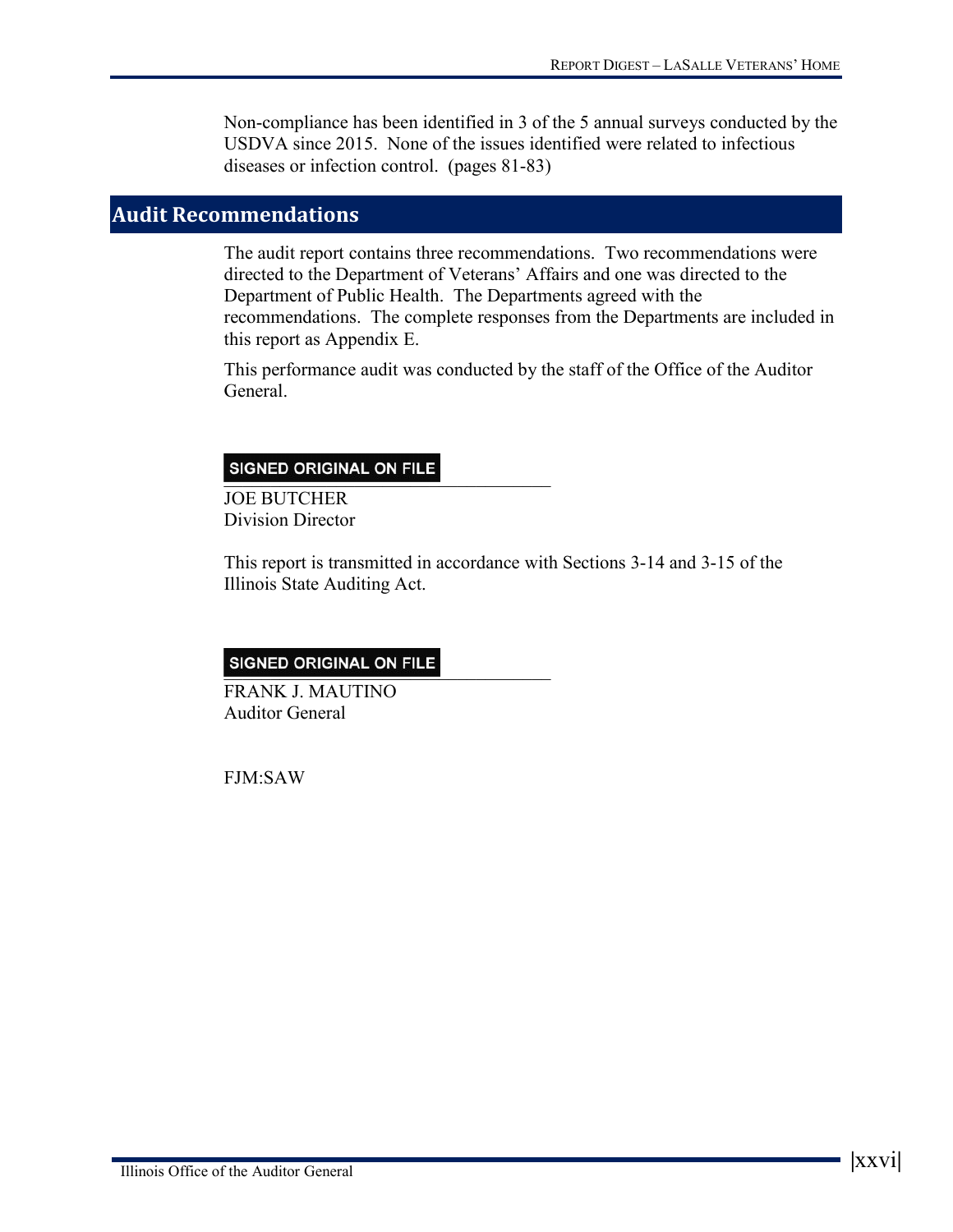Non-compliance has been identified in 3 of the 5 annual surveys conducted by the USDVA since 2015. None of the issues identified were related to infectious diseases or infection control. (pages 81-83)

## Audit Recommendations

The audit report contains three recommendations. Two recommendations were directed to the Department of Veterans' Affairs and one was directed to the Department of Public Health. The Departments agreed with the recommendations. The complete responses from the Departments are included in this report as Appendix E.

This performance audit was conducted by the staff of the Office of the Auditor General.

SIGNED ORIGINAL ON FILE

JOE BUTCHER
Division Director

This report is transmitted in accordance with Sections 3-14 and 3-15 of the Illinois State Auditing Act.

SIGNED ORIGINAL ON FILE

FRANK J. MAUTINO
Auditor General

FJM:SAW